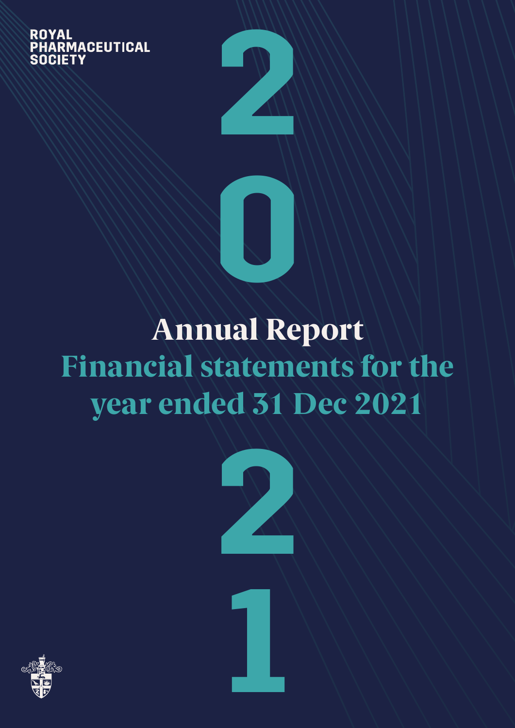ROYAL PHARMACEUTICAL SOCIETY

2021

# Annual Report

## Financial statements for the year ended 31 Dec 2021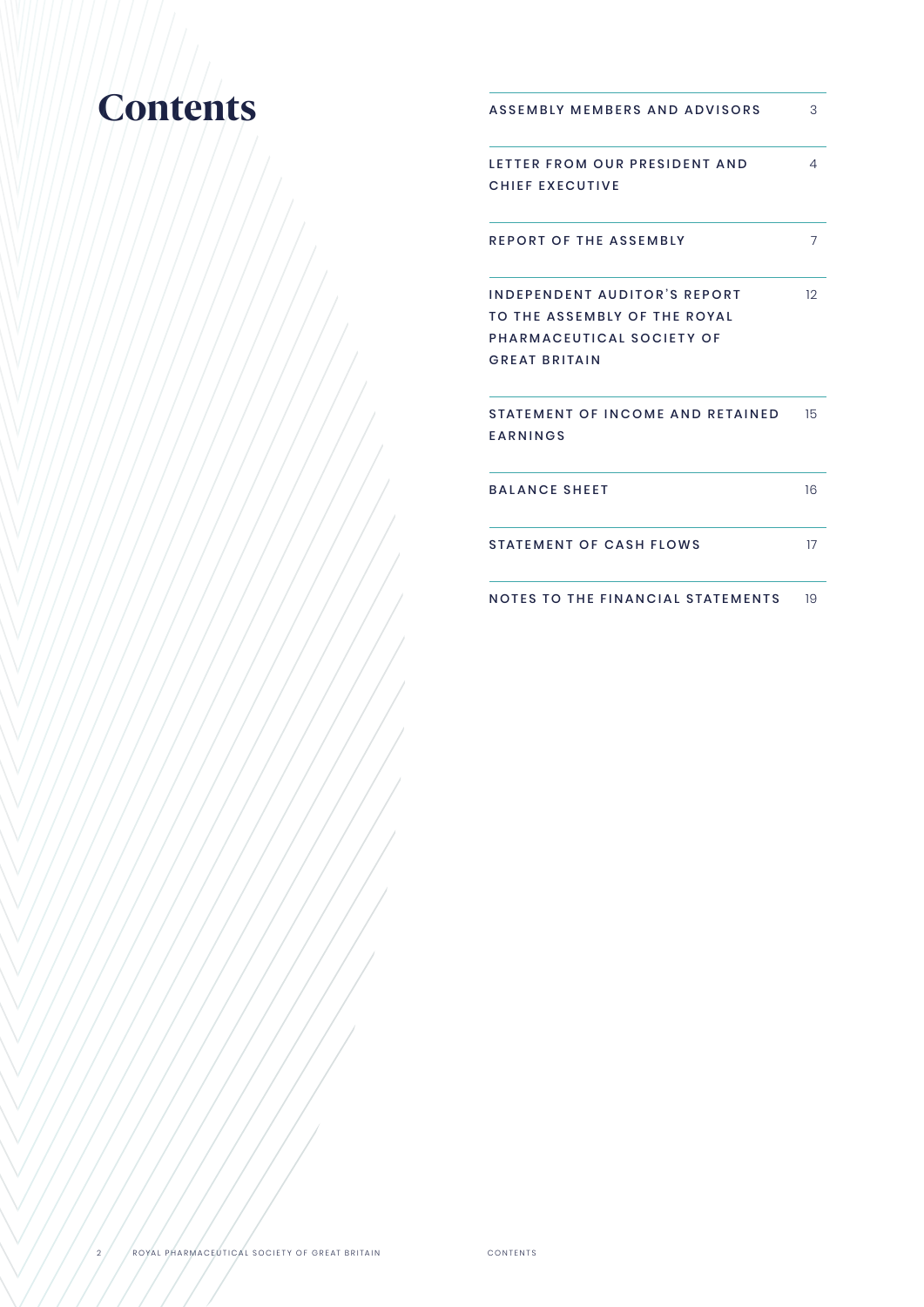# Contents

| | |
|---|---|
| ASSEMBLY MEMBERS AND ADVISORS | 3 |
| LETTER FROM OUR PRESIDENT AND CHIEF EXECUTIVE | 4 |
| REPORT OF THE ASSEMBLY | 7 |
| INDEPENDENT AUDITOR'S REPORT TO THE ASSEMBLY OF THE ROYAL PHARMACEUTICAL SOCIETY OF GREAT BRITAIN | 12 |
| STATEMENT OF INCOME AND RETAINED EARNINGS | 15 |
| BALANCE SHEET | 16 |
| STATEMENT OF CASH FLOWS | 17 |
| NOTES TO THE FINANCIAL STATEMENTS | 19 |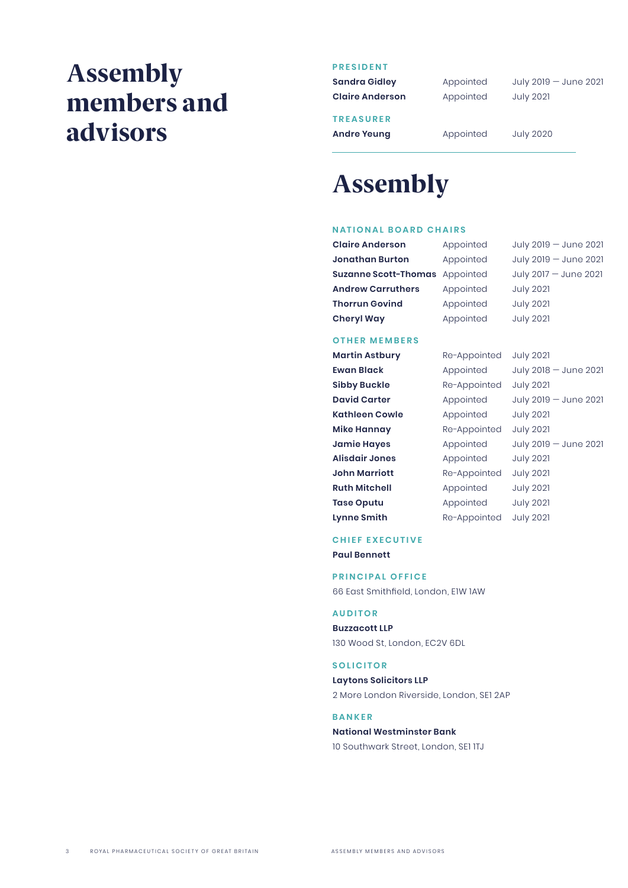# Assembly members and advisors

### PRESIDENT

| | | |
|---|---|---|
| **Sandra Gidley** | Appointed | July 2019 — June 2021 |
| **Claire Anderson** | Appointed | July 2021 |

### TREASURER

| | | |
|---|---|---|
| **Andre Yeung** | Appointed | July 2020 |

---

## Assembly

### NATIONAL BOARD CHAIRS

| | | |
|---|---|---|
| **Claire Anderson** | Appointed | July 2019 — June 2021 |
| **Jonathan Burton** | Appointed | July 2019 — June 2021 |
| **Suzanne Scott-Thomas** | Appointed | July 2017 — June 2021 |
| **Andrew Carruthers** | Appointed | July 2021 |
| **Thorrun Govind** | Appointed | July 2021 |
| **Cheryl Way** | Appointed | July 2021 |

### OTHER MEMBERS

| | | |
|---|---|---|
| **Martin Astbury** | Re-Appointed | July 2021 |
| **Ewan Black** | Appointed | July 2018 — June 2021 |
| **Sibby Buckle** | Re-Appointed | July 2021 |
| **David Carter** | Appointed | July 2019 — June 2021 |
| **Kathleen Cowle** | Appointed | July 2021 |
| **Mike Hannay** | Re-Appointed | July 2021 |
| **Jamie Hayes** | Appointed | July 2019 — June 2021 |
| **Alisdair Jones** | Appointed | July 2021 |
| **John Marriott** | Re-Appointed | July 2021 |
| **Ruth Mitchell** | Appointed | July 2021 |
| **Tase Oputu** | Appointed | July 2021 |
| **Lynne Smith** | Re-Appointed | July 2021 |

### CHIEF EXECUTIVE

**Paul Bennett**

### PRINCIPAL OFFICE

66 East Smithfield, London, E1W 1AW

### AUDITOR

**Buzzacott LLP**

130 Wood St, London, EC2V 6DL

### SOLICITOR

**Laytons Solicitors LLP**

2 More London Riverside, London, SE1 2AP

### BANKER

**National Westminster Bank**

10 Southwark Street, London, SE1 1TJ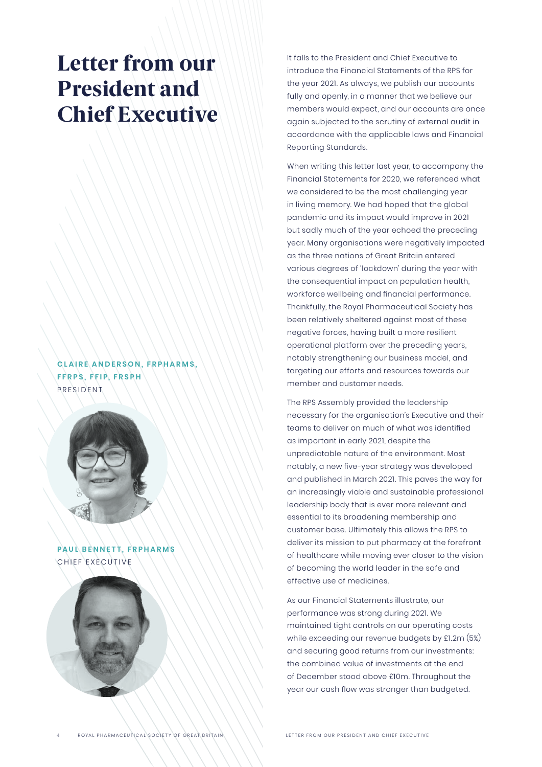# Letter from our President and Chief Executive

**CLAIRE ANDERSON, FRPHARMS, FFRPS, FFIP, FRSPH**
PRESIDENT

**PAUL BENNETT, FRPHARMS**
CHIEF EXECUTIVE

It falls to the President and Chief Executive to introduce the Financial Statements of the RPS for the year 2021. As always, we publish our accounts fully and openly, in a manner that we believe our members would expect, and our accounts are once again subjected to the scrutiny of external audit in accordance with the applicable laws and Financial Reporting Standards.

When writing this letter last year, to accompany the Financial Statements for 2020, we referenced what we considered to be the most challenging year in living memory. We had hoped that the global pandemic and its impact would improve in 2021 but sadly much of the year echoed the preceding year. Many organisations were negatively impacted as the three nations of Great Britain entered various degrees of 'lockdown' during the year with the consequential impact on population health, workforce wellbeing and financial performance. Thankfully, the Royal Pharmaceutical Society has been relatively sheltered against most of these negative forces, having built a more resilient operational platform over the preceding years, notably strengthening our business model, and targeting our efforts and resources towards our member and customer needs.

The RPS Assembly provided the leadership necessary for the organisation's Executive and their teams to deliver on much of what was identified as important in early 2021, despite the unpredictable nature of the environment. Most notably, a new five-year strategy was developed and published in March 2021. This paves the way for an increasingly viable and sustainable professional leadership body that is ever more relevant and essential to its broadening membership and customer base. Ultimately this allows the RPS to deliver its mission to put pharmacy at the forefront of healthcare while moving ever closer to the vision of becoming the world leader in the safe and effective use of medicines.

As our Financial Statements illustrate, our performance was strong during 2021. We maintained tight controls on our operating costs while exceeding our revenue budgets by £1.2m (5%) and securing good returns from our investments: the combined value of investments at the end of December stood above £10m. Throughout the year our cash flow was stronger than budgeted.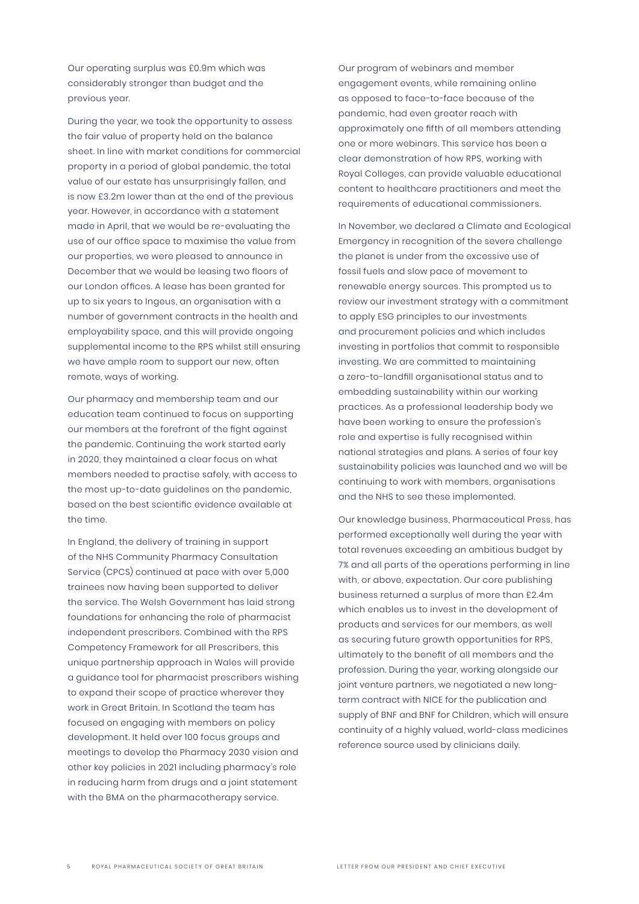Our operating surplus was £0.9m which was considerably stronger than budget and the previous year.

During the year, we took the opportunity to assess the fair value of property held on the balance sheet. In line with market conditions for commercial property in a period of global pandemic, the total value of our estate has unsurprisingly fallen, and is now £3.2m lower than at the end of the previous year. However, in accordance with a statement made in April, that we would be re-evaluating the use of our office space to maximise the value from our properties, we were pleased to announce in December that we would be leasing two floors of our London offices. A lease has been granted for up to six years to Ingeus, an organisation with a number of government contracts in the health and employability space, and this will provide ongoing supplemental income to the RPS whilst still ensuring we have ample room to support our new, often remote, ways of working.

Our pharmacy and membership team and our education team continued to focus on supporting our members at the forefront of the fight against the pandemic. Continuing the work started early in 2020, they maintained a clear focus on what members needed to practise safely, with access to the most up-to-date guidelines on the pandemic, based on the best scientific evidence available at the time.

In England, the delivery of training in support of the NHS Community Pharmacy Consultation Service (CPCS) continued at pace with over 5,000 trainees now having been supported to deliver the service. The Welsh Government has laid strong foundations for enhancing the role of pharmacist independent prescribers. Combined with the RPS Competency Framework for all Prescribers, this unique partnership approach in Wales will provide a guidance tool for pharmacist prescribers wishing to expand their scope of practice wherever they work in Great Britain. In Scotland the team has focused on engaging with members on policy development. It held over 100 focus groups and meetings to develop the Pharmacy 2030 vision and other key policies in 2021 including pharmacy's role in reducing harm from drugs and a joint statement with the BMA on the pharmacotherapy service.

Our program of webinars and member engagement events, while remaining online as opposed to face-to-face because of the pandemic, had even greater reach with approximately one fifth of all members attending one or more webinars. This service has been a clear demonstration of how RPS, working with Royal Colleges, can provide valuable educational content to healthcare practitioners and meet the requirements of educational commissioners.

In November, we declared a Climate and Ecological Emergency in recognition of the severe challenge the planet is under from the excessive use of fossil fuels and slow pace of movement to renewable energy sources. This prompted us to review our investment strategy with a commitment to apply ESG principles to our investments and procurement policies and which includes investing in portfolios that commit to responsible investing. We are committed to maintaining a zero-to-landfill organisational status and to embedding sustainability within our working practices. As a professional leadership body we have been working to ensure the profession's role and expertise is fully recognised within national strategies and plans. A series of four key sustainability policies was launched and we will be continuing to work with members, organisations and the NHS to see these implemented.

Our knowledge business, Pharmaceutical Press, has performed exceptionally well during the year with total revenues exceeding an ambitious budget by 7% and all parts of the operations performing in line with, or above, expectation. Our core publishing business returned a surplus of more than £2.4m which enables us to invest in the development of products and services for our members, as well as securing future growth opportunities for RPS, ultimately to the benefit of all members and the profession. During the year, working alongside our joint venture partners, we negotiated a new long-term contract with NICE for the publication and supply of BNF and BNF for Children, which will ensure continuity of a highly valued, world-class medicines reference source used by clinicians daily.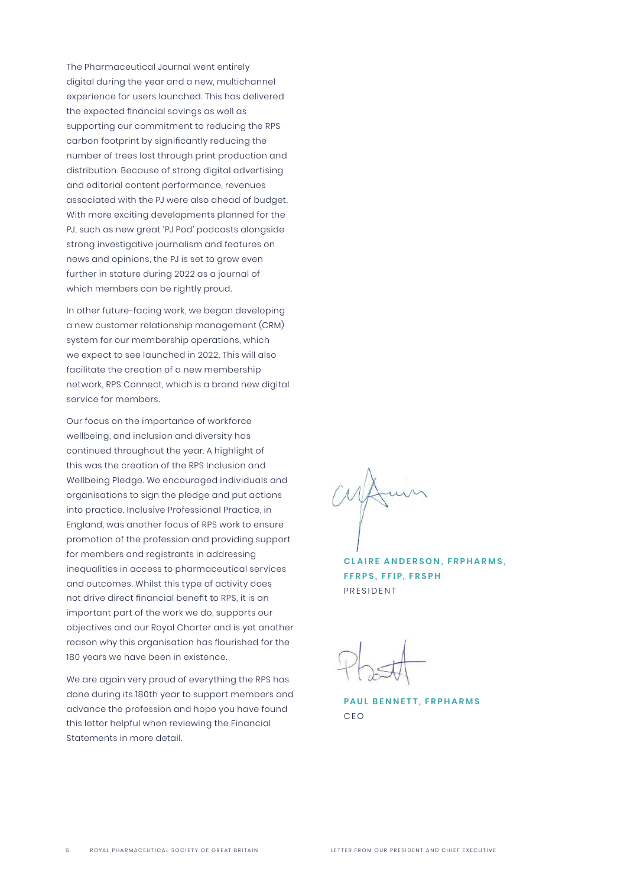The Pharmaceutical Journal went entirely digital during the year and a new, multichannel experience for users launched. This has delivered the expected financial savings as well as supporting our commitment to reducing the RPS carbon footprint by significantly reducing the number of trees lost through print production and distribution. Because of strong digital advertising and editorial content performance, revenues associated with the PJ were also ahead of budget. With more exciting developments planned for the PJ, such as new great 'PJ Pod' podcasts alongside strong investigative journalism and features on news and opinions, the PJ is set to grow even further in stature during 2022 as a journal of which members can be rightly proud.

In other future-facing work, we began developing a new customer relationship management (CRM) system for our membership operations, which we expect to see launched in 2022. This will also facilitate the creation of a new membership network, RPS Connect, which is a brand new digital service for members.

Our focus on the importance of workforce wellbeing, and inclusion and diversity has continued throughout the year. A highlight of this was the creation of the RPS Inclusion and Wellbeing Pledge. We encouraged individuals and organisations to sign the pledge and put actions into practice. Inclusive Professional Practice, in England, was another focus of RPS work to ensure promotion of the profession and providing support for members and registrants in addressing inequalities in access to pharmaceutical services and outcomes. Whilst this type of activity does not drive direct financial benefit to RPS, it is an important part of the work we do, supports our objectives and our Royal Charter and is yet another reason why this organisation has flourished for the 180 years we have been in existence.

We are again very proud of everything the RPS has done during its 180th year to support members and advance the profession and hope you have found this letter helpful when reviewing the Financial Statements in more detail.

**CLAIRE ANDERSON, FRPHARMS, FFRPS, FFIP, FRSPH**
PRESIDENT

**PAUL BENNETT, FRPHARMS**
CEO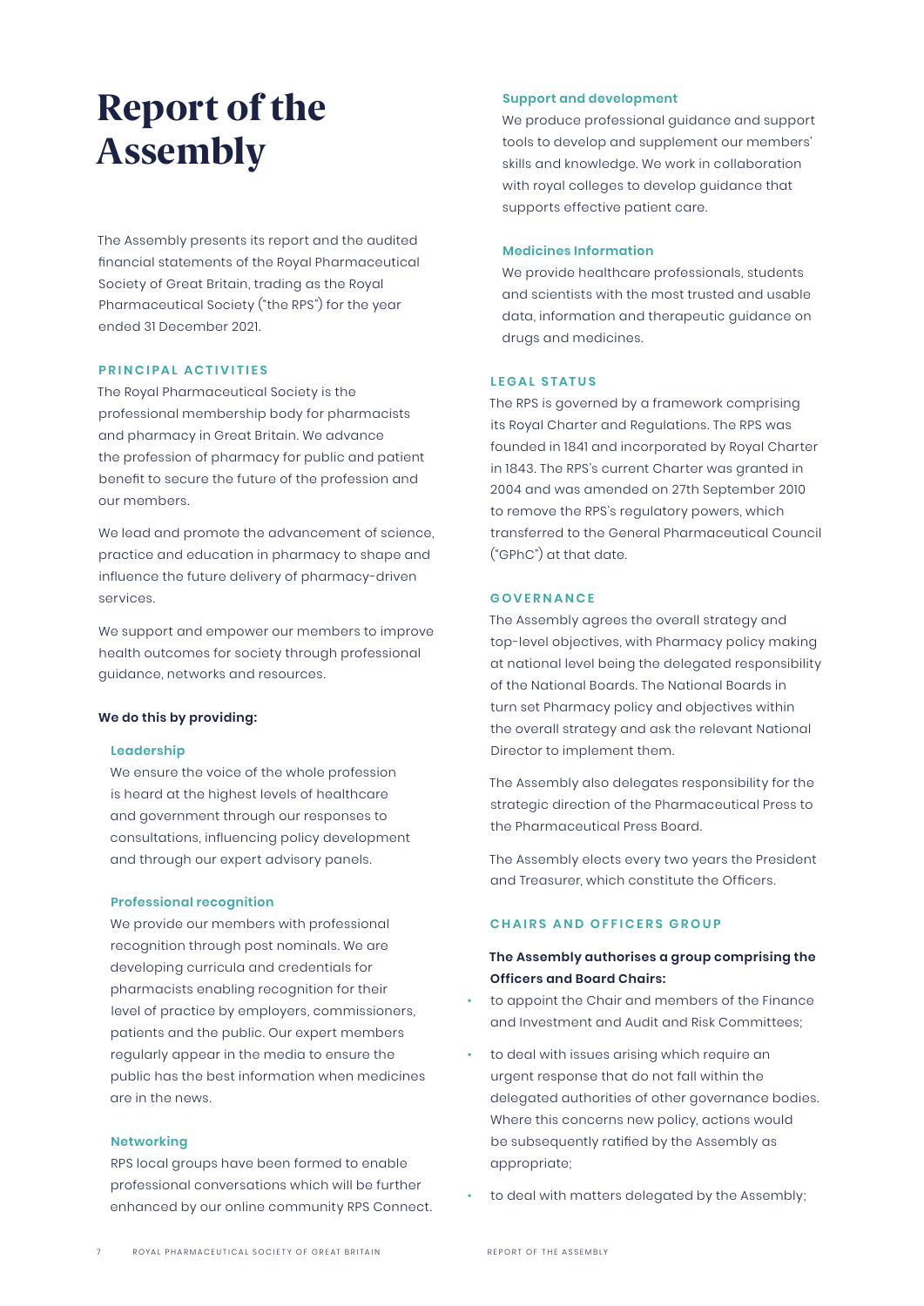# Report of the Assembly

The Assembly presents its report and the audited financial statements of the Royal Pharmaceutical Society of Great Britain, trading as the Royal Pharmaceutical Society ("the RPS") for the year ended 31 December 2021.

## PRINCIPAL ACTIVITIES

The Royal Pharmaceutical Society is the professional membership body for pharmacists and pharmacy in Great Britain. We advance the profession of pharmacy for public and patient benefit to secure the future of the profession and our members.

We lead and promote the advancement of science, practice and education in pharmacy to shape and influence the future delivery of pharmacy-driven services.

We support and empower our members to improve health outcomes for society through professional guidance, networks and resources.

**We do this by providing:**

### Leadership

We ensure the voice of the whole profession is heard at the highest levels of healthcare and government through our responses to consultations, influencing policy development and through our expert advisory panels.

### Professional recognition

We provide our members with professional recognition through post nominals. We are developing curricula and credentials for pharmacists enabling recognition for their level of practice by employers, commissioners, patients and the public. Our expert members regularly appear in the media to ensure the public has the best information when medicines are in the news.

### Networking

RPS local groups have been formed to enable professional conversations which will be further enhanced by our online community RPS Connect.

### Support and development

We produce professional guidance and support tools to develop and supplement our members' skills and knowledge. We work in collaboration with royal colleges to develop guidance that supports effective patient care.

### Medicines Information

We provide healthcare professionals, students and scientists with the most trusted and usable data, information and therapeutic guidance on drugs and medicines.

## LEGAL STATUS

The RPS is governed by a framework comprising its Royal Charter and Regulations. The RPS was founded in 1841 and incorporated by Royal Charter in 1843. The RPS's current Charter was granted in 2004 and was amended on 27th September 2010 to remove the RPS's regulatory powers, which transferred to the General Pharmaceutical Council ("GPhC") at that date.

## GOVERNANCE

The Assembly agrees the overall strategy and top-level objectives, with Pharmacy policy making at national level being the delegated responsibility of the National Boards. The National Boards in turn set Pharmacy policy and objectives within the overall strategy and ask the relevant National Director to implement them.

The Assembly also delegates responsibility for the strategic direction of the Pharmaceutical Press to the Pharmaceutical Press Board.

The Assembly elects every two years the President and Treasurer, which constitute the Officers.

## CHAIRS AND OFFICERS GROUP

**The Assembly authorises a group comprising the Officers and Board Chairs:**

- to appoint the Chair and members of the Finance and Investment and Audit and Risk Committees;
- to deal with issues arising which require an urgent response that do not fall within the delegated authorities of other governance bodies. Where this concerns new policy, actions would be subsequently ratified by the Assembly as appropriate;
- to deal with matters delegated by the Assembly;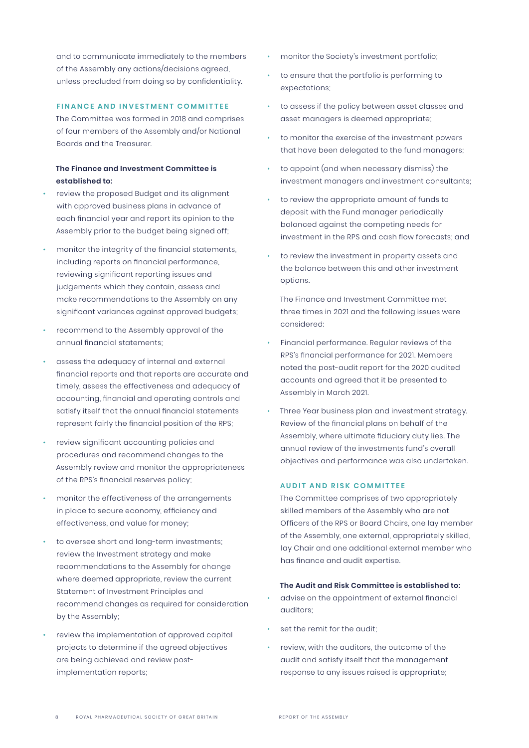and to communicate immediately to the members of the Assembly any actions/decisions agreed, unless precluded from doing so by confidentiality.

### FINANCE AND INVESTMENT COMMITTEE

The Committee was formed in 2018 and comprises of four members of the Assembly and/or National Boards and the Treasurer.

**The Finance and Investment Committee is established to:**

- review the proposed Budget and its alignment with approved business plans in advance of each financial year and report its opinion to the Assembly prior to the budget being signed off;
- monitor the integrity of the financial statements, including reports on financial performance, reviewing significant reporting issues and judgements which they contain, assess and make recommendations to the Assembly on any significant variances against approved budgets;
- recommend to the Assembly approval of the annual financial statements;
- assess the adequacy of internal and external financial reports and that reports are accurate and timely, assess the effectiveness and adequacy of accounting, financial and operating controls and satisfy itself that the annual financial statements represent fairly the financial position of the RPS;
- review significant accounting policies and procedures and recommend changes to the Assembly review and monitor the appropriateness of the RPS's financial reserves policy;
- monitor the effectiveness of the arrangements in place to secure economy, efficiency and effectiveness, and value for money;
- to oversee short and long-term investments; review the Investment strategy and make recommendations to the Assembly for change where deemed appropriate, review the current Statement of Investment Principles and recommend changes as required for consideration by the Assembly;
- review the implementation of approved capital projects to determine if the agreed objectives are being achieved and review post-implementation reports;
- monitor the Society's investment portfolio;
- to ensure that the portfolio is performing to expectations;
- to assess if the policy between asset classes and asset managers is deemed appropriate;
- to monitor the exercise of the investment powers that have been delegated to the fund managers;
- to appoint (and when necessary dismiss) the investment managers and investment consultants;
- to review the appropriate amount of funds to deposit with the Fund manager periodically balanced against the competing needs for investment in the RPS and cash flow forecasts; and
- to review the investment in property assets and the balance between this and other investment options.

The Finance and Investment Committee met three times in 2021 and the following issues were considered:

- Financial performance. Regular reviews of the RPS's financial performance for 2021. Members noted the post-audit report for the 2020 audited accounts and agreed that it be presented to Assembly in March 2021.
- Three Year business plan and investment strategy. Review of the financial plans on behalf of the Assembly, where ultimate fiduciary duty lies. The annual review of the investments fund's overall objectives and performance was also undertaken.

### AUDIT AND RISK COMMITTEE

The Committee comprises of two appropriately skilled members of the Assembly who are not Officers of the RPS or Board Chairs, one lay member of the Assembly, one external, appropriately skilled, lay Chair and one additional external member who has finance and audit expertise.

**The Audit and Risk Committee is established to:**

- advise on the appointment of external financial auditors;
- set the remit for the audit;
- review, with the auditors, the outcome of the audit and satisfy itself that the management response to any issues raised is appropriate;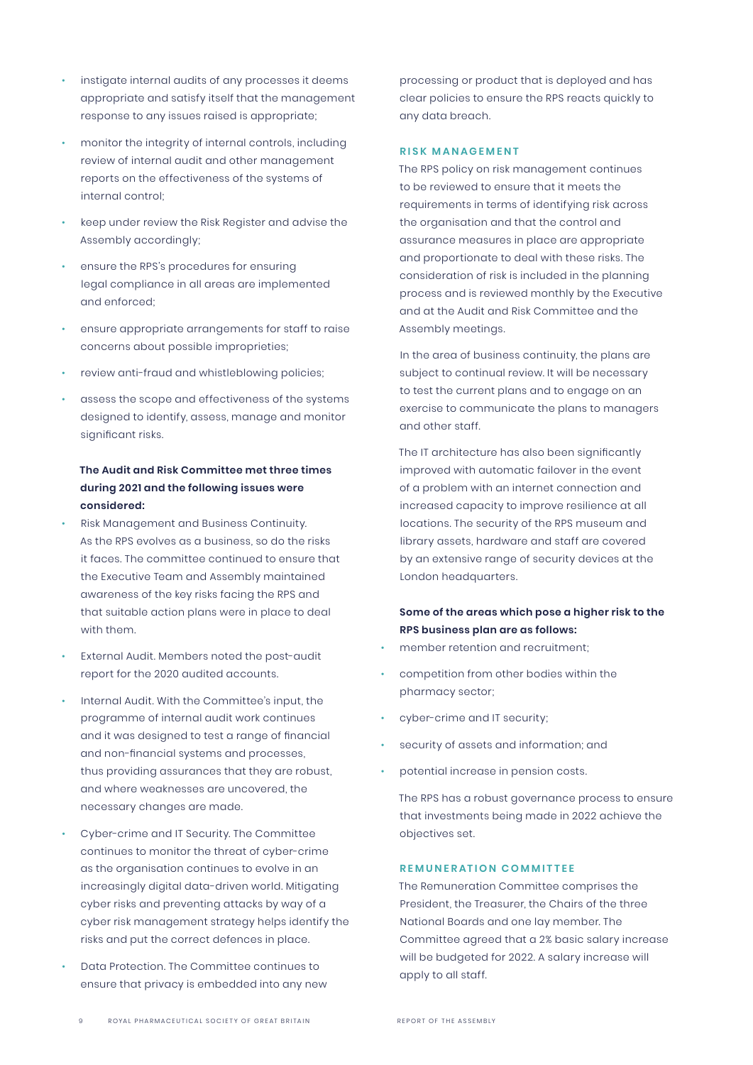- instigate internal audits of any processes it deems appropriate and satisfy itself that the management response to any issues raised is appropriate;
- monitor the integrity of internal controls, including review of internal audit and other management reports on the effectiveness of the systems of internal control;
- keep under review the Risk Register and advise the Assembly accordingly;
- ensure the RPS's procedures for ensuring legal compliance in all areas are implemented and enforced;
- ensure appropriate arrangements for staff to raise concerns about possible improprieties;
- review anti-fraud and whistleblowing policies;
- assess the scope and effectiveness of the systems designed to identify, assess, manage and monitor significant risks.

**The Audit and Risk Committee met three times during 2021 and the following issues were considered:**

- Risk Management and Business Continuity. As the RPS evolves as a business, so do the risks it faces. The committee continued to ensure that the Executive Team and Assembly maintained awareness of the key risks facing the RPS and that suitable action plans were in place to deal with them.
- External Audit. Members noted the post-audit report for the 2020 audited accounts.
- Internal Audit. With the Committee's input, the programme of internal audit work continues and it was designed to test a range of financial and non-financial systems and processes, thus providing assurances that they are robust, and where weaknesses are uncovered, the necessary changes are made.
- Cyber-crime and IT Security. The Committee continues to monitor the threat of cyber-crime as the organisation continues to evolve in an increasingly digital data-driven world. Mitigating cyber risks and preventing attacks by way of a cyber risk management strategy helps identify the risks and put the correct defences in place.
- Data Protection. The Committee continues to ensure that privacy is embedded into any new processing or product that is deployed and has clear policies to ensure the RPS reacts quickly to any data breach.

## RISK MANAGEMENT

The RPS policy on risk management continues to be reviewed to ensure that it meets the requirements in terms of identifying risk across the organisation and that the control and assurance measures in place are appropriate and proportionate to deal with these risks. The consideration of risk is included in the planning process and is reviewed monthly by the Executive and at the Audit and Risk Committee and the Assembly meetings.

In the area of business continuity, the plans are subject to continual review. It will be necessary to test the current plans and to engage on an exercise to communicate the plans to managers and other staff.

The IT architecture has also been significantly improved with automatic failover in the event of a problem with an internet connection and increased capacity to improve resilience at all locations. The security of the RPS museum and library assets, hardware and staff are covered by an extensive range of security devices at the London headquarters.

**Some of the areas which pose a higher risk to the RPS business plan are as follows:**

- member retention and recruitment;
- competition from other bodies within the pharmacy sector;
- cyber-crime and IT security;
- security of assets and information; and
- potential increase in pension costs.

The RPS has a robust governance process to ensure that investments being made in 2022 achieve the objectives set.

## REMUNERATION COMMITTEE

The Remuneration Committee comprises the President, the Treasurer, the Chairs of the three National Boards and one lay member. The Committee agreed that a 2% basic salary increase will be budgeted for 2022. A salary increase will apply to all staff.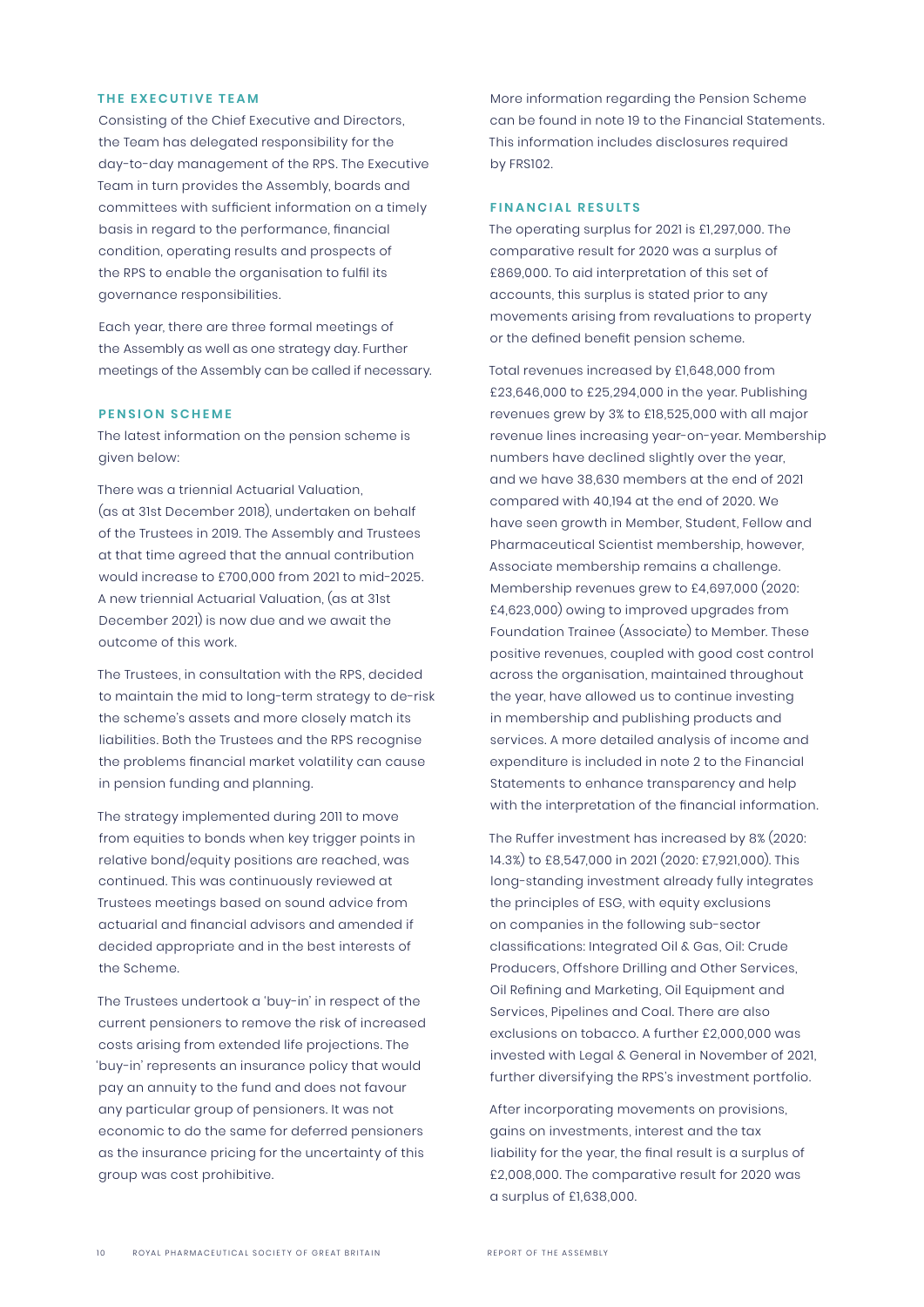### THE EXECUTIVE TEAM

Consisting of the Chief Executive and Directors, the Team has delegated responsibility for the day-to-day management of the RPS. The Executive Team in turn provides the Assembly, boards and committees with sufficient information on a timely basis in regard to the performance, financial condition, operating results and prospects of the RPS to enable the organisation to fulfil its governance responsibilities.

Each year, there are three formal meetings of the Assembly as well as one strategy day. Further meetings of the Assembly can be called if necessary.

### PENSION SCHEME

The latest information on the pension scheme is given below:

There was a triennial Actuarial Valuation, (as at 31st December 2018), undertaken on behalf of the Trustees in 2019. The Assembly and Trustees at that time agreed that the annual contribution would increase to £700,000 from 2021 to mid-2025. A new triennial Actuarial Valuation, (as at 31st December 2021) is now due and we await the outcome of this work.

The Trustees, in consultation with the RPS, decided to maintain the mid to long-term strategy to de-risk the scheme's assets and more closely match its liabilities. Both the Trustees and the RPS recognise the problems financial market volatility can cause in pension funding and planning.

The strategy implemented during 2011 to move from equities to bonds when key trigger points in relative bond/equity positions are reached, was continued. This was continuously reviewed at Trustees meetings based on sound advice from actuarial and financial advisors and amended if decided appropriate and in the best interests of the Scheme.

The Trustees undertook a 'buy-in' in respect of the current pensioners to remove the risk of increased costs arising from extended life projections. The 'buy-in' represents an insurance policy that would pay an annuity to the fund and does not favour any particular group of pensioners. It was not economic to do the same for deferred pensioners as the insurance pricing for the uncertainty of this group was cost prohibitive.

More information regarding the Pension Scheme can be found in note 19 to the Financial Statements. This information includes disclosures required by FRS102.

### FINANCIAL RESULTS

The operating surplus for 2021 is £1,297,000. The comparative result for 2020 was a surplus of £869,000. To aid interpretation of this set of accounts, this surplus is stated prior to any movements arising from revaluations to property or the defined benefit pension scheme.

Total revenues increased by £1,648,000 from £23,646,000 to £25,294,000 in the year. Publishing revenues grew by 3% to £18,525,000 with all major revenue lines increasing year-on-year. Membership numbers have declined slightly over the year, and we have 38,630 members at the end of 2021 compared with 40,194 at the end of 2020. We have seen growth in Member, Student, Fellow and Pharmaceutical Scientist membership, however, Associate membership remains a challenge. Membership revenues grew to £4,697,000 (2020: £4,623,000) owing to improved upgrades from Foundation Trainee (Associate) to Member. These positive revenues, coupled with good cost control across the organisation, maintained throughout the year, have allowed us to continue investing in membership and publishing products and services. A more detailed analysis of income and expenditure is included in note 2 to the Financial Statements to enhance transparency and help with the interpretation of the financial information.

The Ruffer investment has increased by 8% (2020: 14.3%) to £8,547,000 in 2021 (2020: £7,921,000). This long-standing investment already fully integrates the principles of ESG, with equity exclusions on companies in the following sub-sector classifications: Integrated Oil & Gas, Oil: Crude Producers, Offshore Drilling and Other Services, Oil Refining and Marketing, Oil Equipment and Services, Pipelines and Coal. There are also exclusions on tobacco. A further £2,000,000 was invested with Legal & General in November of 2021, further diversifying the RPS's investment portfolio.

After incorporating movements on provisions, gains on investments, interest and the tax liability for the year, the final result is a surplus of £2,008,000. The comparative result for 2020 was a surplus of £1,638,000.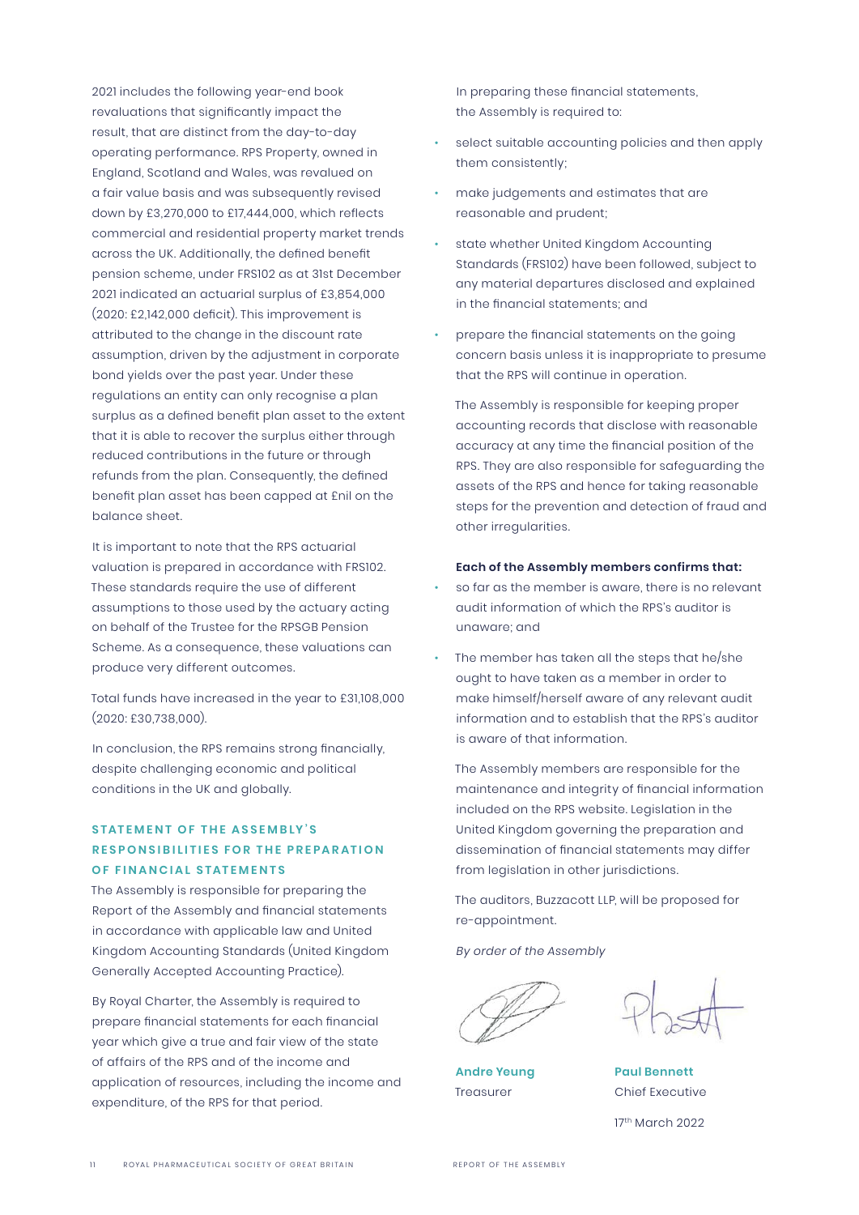2021 includes the following year-end book revaluations that significantly impact the result, that are distinct from the day-to-day operating performance. RPS Property, owned in England, Scotland and Wales, was revalued on a fair value basis and was subsequently revised down by £3,270,000 to £17,444,000, which reflects commercial and residential property market trends across the UK. Additionally, the defined benefit pension scheme, under FRS102 as at 31st December 2021 indicated an actuarial surplus of £3,854,000 (2020: £2,142,000 deficit). This improvement is attributed to the change in the discount rate assumption, driven by the adjustment in corporate bond yields over the past year. Under these regulations an entity can only recognise a plan surplus as a defined benefit plan asset to the extent that it is able to recover the surplus either through reduced contributions in the future or through refunds from the plan. Consequently, the defined benefit plan asset has been capped at £nil on the balance sheet.

It is important to note that the RPS actuarial valuation is prepared in accordance with FRS102. These standards require the use of different assumptions to those used by the actuary acting on behalf of the Trustee for the RPSGB Pension Scheme. As a consequence, these valuations can produce very different outcomes.

Total funds have increased in the year to £31,108,000 (2020: £30,738,000).

In conclusion, the RPS remains strong financially, despite challenging economic and political conditions in the UK and globally.

## STATEMENT OF THE ASSEMBLY'S RESPONSIBILITIES FOR THE PREPARATION OF FINANCIAL STATEMENTS

The Assembly is responsible for preparing the Report of the Assembly and financial statements in accordance with applicable law and United Kingdom Accounting Standards (United Kingdom Generally Accepted Accounting Practice).

By Royal Charter, the Assembly is required to prepare financial statements for each financial year which give a true and fair view of the state of affairs of the RPS and of the income and application of resources, including the income and expenditure, of the RPS for that period.

In preparing these financial statements, the Assembly is required to:

- select suitable accounting policies and then apply them consistently;
- make judgements and estimates that are reasonable and prudent;
- state whether United Kingdom Accounting Standards (FRS102) have been followed, subject to any material departures disclosed and explained in the financial statements; and
- prepare the financial statements on the going concern basis unless it is inappropriate to presume that the RPS will continue in operation.

The Assembly is responsible for keeping proper accounting records that disclose with reasonable accuracy at any time the financial position of the RPS. They are also responsible for safeguarding the assets of the RPS and hence for taking reasonable steps for the prevention and detection of fraud and other irregularities.

**Each of the Assembly members confirms that:**

- so far as the member is aware, there is no relevant audit information of which the RPS's auditor is unaware; and
- The member has taken all the steps that he/she ought to have taken as a member in order to make himself/herself aware of any relevant audit information and to establish that the RPS's auditor is aware of that information.

The Assembly members are responsible for the maintenance and integrity of financial information included on the RPS website. Legislation in the United Kingdom governing the preparation and dissemination of financial statements may differ from legislation in other jurisdictions.

The auditors, Buzzacott LLP, will be proposed for re-appointment.

*By order of the Assembly*

**Andre Yeung**
Treasurer

**Paul Bennett**
Chief Executive

17th March 2022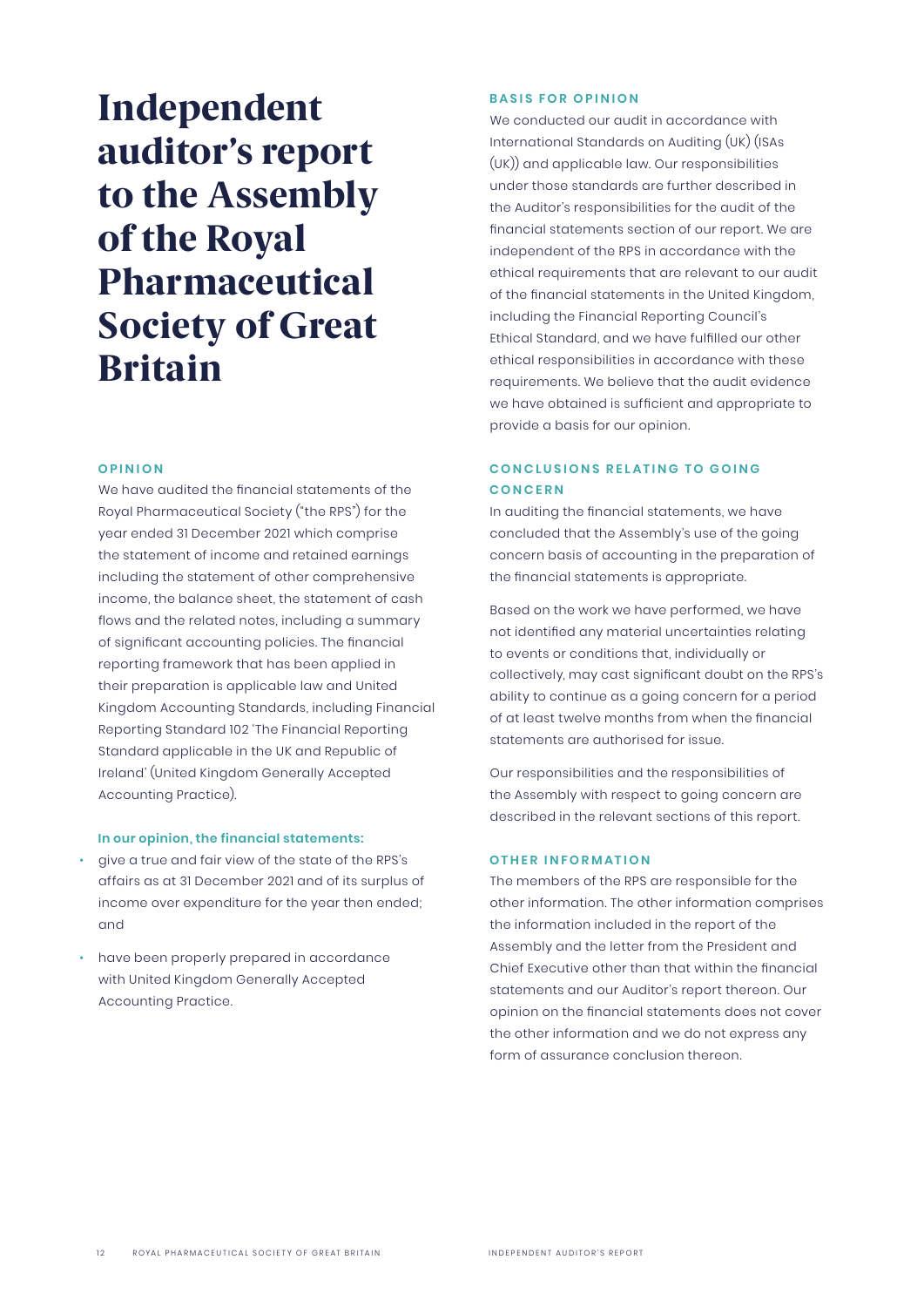# Independent auditor's report to the Assembly of the Royal Pharmaceutical Society of Great Britain

## OPINION

We have audited the financial statements of the Royal Pharmaceutical Society ("the RPS") for the year ended 31 December 2021 which comprise the statement of income and retained earnings including the statement of other comprehensive income, the balance sheet, the statement of cash flows and the related notes, including a summary of significant accounting policies. The financial reporting framework that has been applied in their preparation is applicable law and United Kingdom Accounting Standards, including Financial Reporting Standard 102 'The Financial Reporting Standard applicable in the UK and Republic of Ireland' (United Kingdom Generally Accepted Accounting Practice).

**In our opinion, the financial statements:**

- give a true and fair view of the state of the RPS's affairs as at 31 December 2021 and of its surplus of income over expenditure for the year then ended; and
- have been properly prepared in accordance with United Kingdom Generally Accepted Accounting Practice.

## BASIS FOR OPINION

We conducted our audit in accordance with International Standards on Auditing (UK) (ISAs (UK)) and applicable law. Our responsibilities under those standards are further described in the Auditor's responsibilities for the audit of the financial statements section of our report. We are independent of the RPS in accordance with the ethical requirements that are relevant to our audit of the financial statements in the United Kingdom, including the Financial Reporting Council's Ethical Standard, and we have fulfilled our other ethical responsibilities in accordance with these requirements. We believe that the audit evidence we have obtained is sufficient and appropriate to provide a basis for our opinion.

## CONCLUSIONS RELATING TO GOING CONCERN

In auditing the financial statements, we have concluded that the Assembly's use of the going concern basis of accounting in the preparation of the financial statements is appropriate.

Based on the work we have performed, we have not identified any material uncertainties relating to events or conditions that, individually or collectively, may cast significant doubt on the RPS's ability to continue as a going concern for a period of at least twelve months from when the financial statements are authorised for issue.

Our responsibilities and the responsibilities of the Assembly with respect to going concern are described in the relevant sections of this report.

## OTHER INFORMATION

The members of the RPS are responsible for the other information. The other information comprises the information included in the report of the Assembly and the letter from the President and Chief Executive other than that within the financial statements and our Auditor's report thereon. Our opinion on the financial statements does not cover the other information and we do not express any form of assurance conclusion thereon.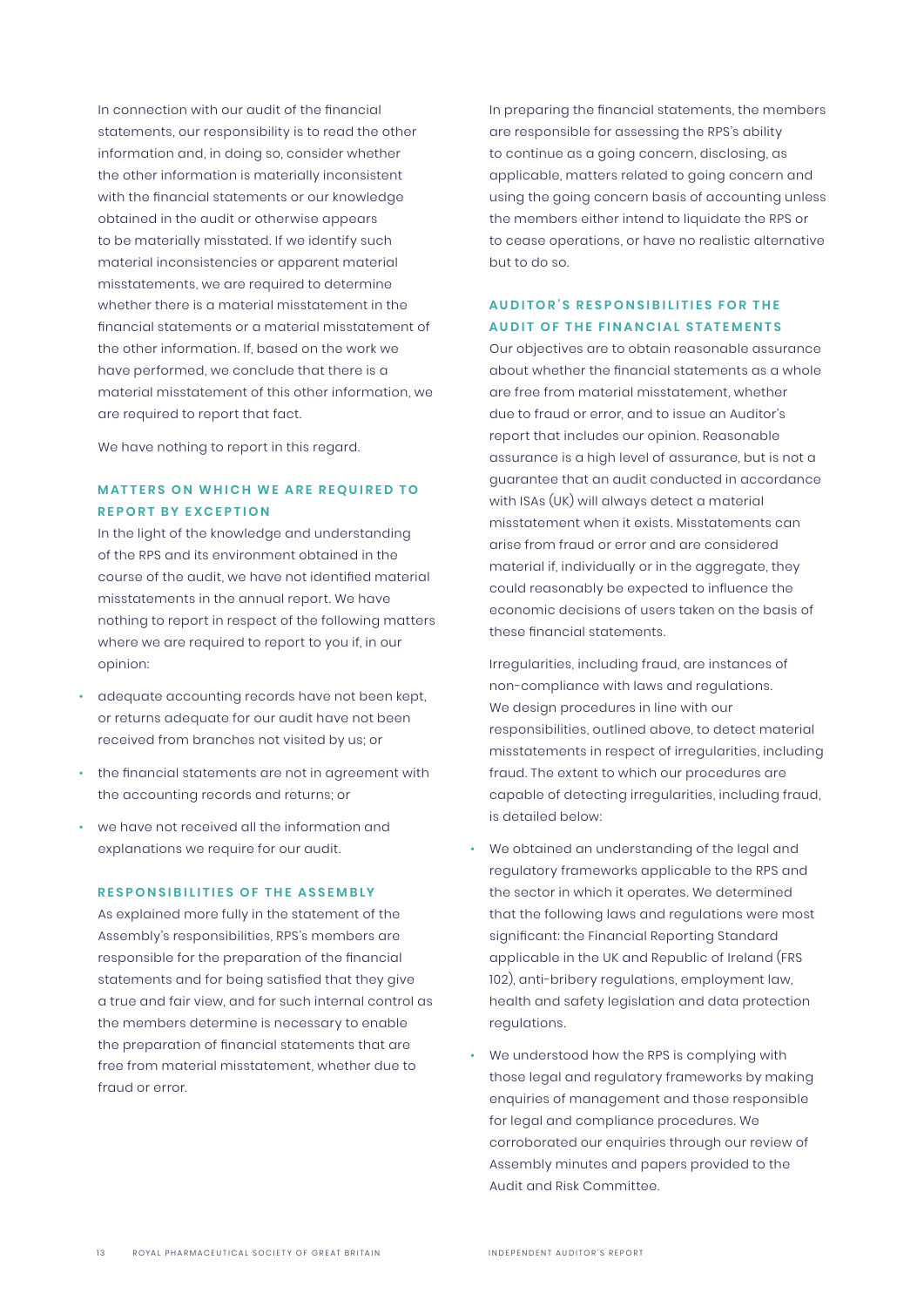In connection with our audit of the financial statements, our responsibility is to read the other information and, in doing so, consider whether the other information is materially inconsistent with the financial statements or our knowledge obtained in the audit or otherwise appears to be materially misstated. If we identify such material inconsistencies or apparent material misstatements, we are required to determine whether there is a material misstatement in the financial statements or a material misstatement of the other information. If, based on the work we have performed, we conclude that there is a material misstatement of this other information, we are required to report that fact.

We have nothing to report in this regard.

### MATTERS ON WHICH WE ARE REQUIRED TO REPORT BY EXCEPTION

In the light of the knowledge and understanding of the RPS and its environment obtained in the course of the audit, we have not identified material misstatements in the annual report. We have nothing to report in respect of the following matters where we are required to report to you if, in our opinion:

- adequate accounting records have not been kept, or returns adequate for our audit have not been received from branches not visited by us; or
- the financial statements are not in agreement with the accounting records and returns; or
- we have not received all the information and explanations we require for our audit.

### RESPONSIBILITIES OF THE ASSEMBLY

As explained more fully in the statement of the Assembly's responsibilities, RPS's members are responsible for the preparation of the financial statements and for being satisfied that they give a true and fair view, and for such internal control as the members determine is necessary to enable the preparation of financial statements that are free from material misstatement, whether due to fraud or error.

In preparing the financial statements, the members are responsible for assessing the RPS's ability to continue as a going concern, disclosing, as applicable, matters related to going concern and using the going concern basis of accounting unless the members either intend to liquidate the RPS or to cease operations, or have no realistic alternative but to do so.

### AUDITOR'S RESPONSIBILITIES FOR THE AUDIT OF THE FINANCIAL STATEMENTS

Our objectives are to obtain reasonable assurance about whether the financial statements as a whole are free from material misstatement, whether due to fraud or error, and to issue an Auditor's report that includes our opinion. Reasonable assurance is a high level of assurance, but is not a guarantee that an audit conducted in accordance with ISAs (UK) will always detect a material misstatement when it exists. Misstatements can arise from fraud or error and are considered material if, individually or in the aggregate, they could reasonably be expected to influence the economic decisions of users taken on the basis of these financial statements.

Irregularities, including fraud, are instances of non-compliance with laws and regulations. We design procedures in line with our responsibilities, outlined above, to detect material misstatements in respect of irregularities, including fraud. The extent to which our procedures are capable of detecting irregularities, including fraud, is detailed below:

- We obtained an understanding of the legal and regulatory frameworks applicable to the RPS and the sector in which it operates. We determined that the following laws and regulations were most significant: the Financial Reporting Standard applicable in the UK and Republic of Ireland (FRS 102), anti-bribery regulations, employment law, health and safety legislation and data protection regulations.
- We understood how the RPS is complying with those legal and regulatory frameworks by making enquiries of management and those responsible for legal and compliance procedures. We corroborated our enquiries through our review of Assembly minutes and papers provided to the Audit and Risk Committee.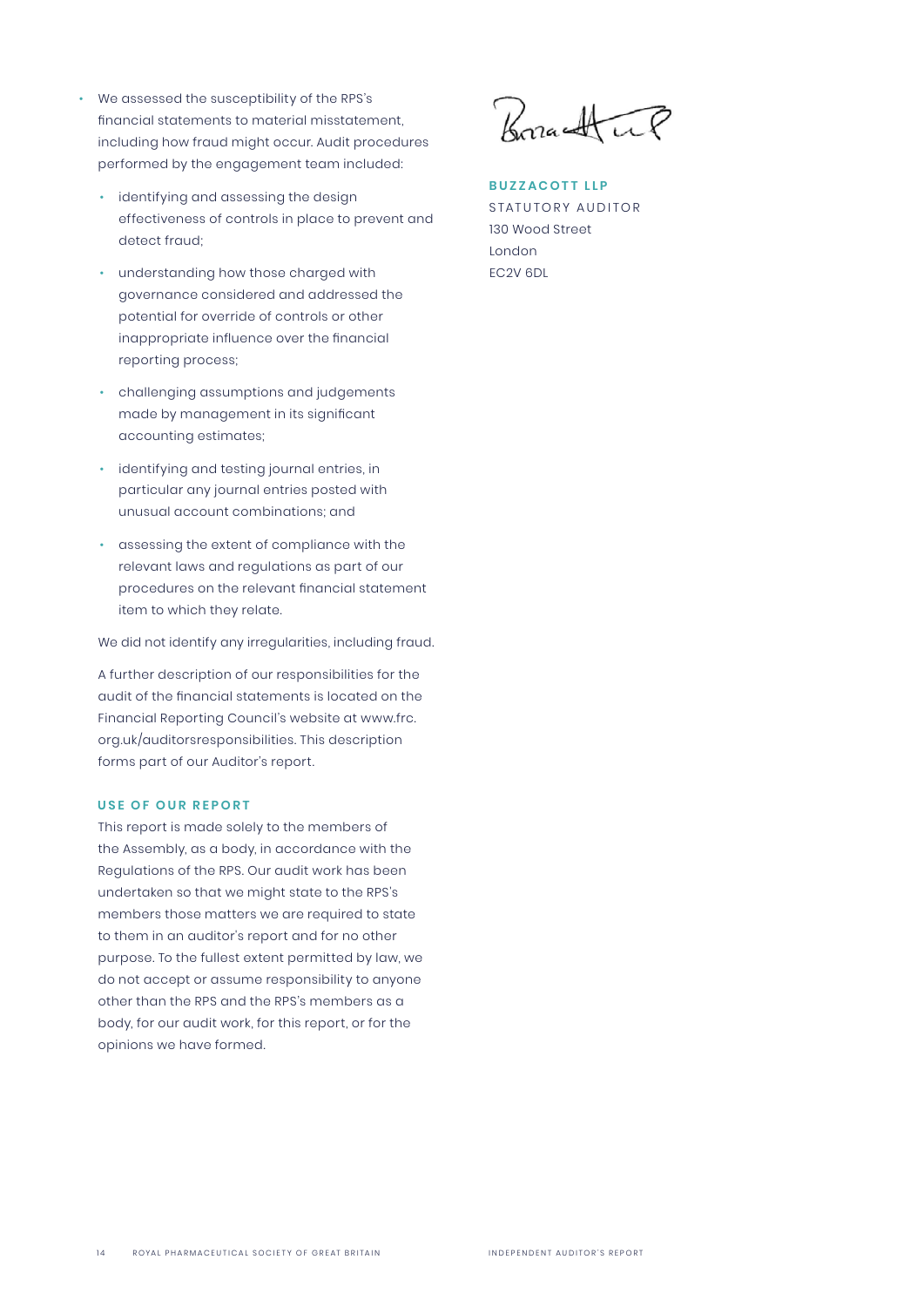- We assessed the susceptibility of the RPS's financial statements to material misstatement, including how fraud might occur. Audit procedures performed by the engagement team included:
  - identifying and assessing the design effectiveness of controls in place to prevent and detect fraud;
  - understanding how those charged with governance considered and addressed the potential for override of controls or other inappropriate influence over the financial reporting process;
  - challenging assumptions and judgements made by management in its significant accounting estimates;
  - identifying and testing journal entries, in particular any journal entries posted with unusual account combinations; and
  - assessing the extent of compliance with the relevant laws and regulations as part of our procedures on the relevant financial statement item to which they relate.

We did not identify any irregularities, including fraud.

A further description of our responsibilities for the audit of the financial statements is located on the Financial Reporting Council's website at www.frc.org.uk/auditorsresponsibilities. This description forms part of our Auditor's report.

### USE OF OUR REPORT

This report is made solely to the members of the Assembly, as a body, in accordance with the Regulations of the RPS. Our audit work has been undertaken so that we might state to the RPS's members those matters we are required to state to them in an auditor's report and for no other purpose. To the fullest extent permitted by law, we do not accept or assume responsibility to anyone other than the RPS and the RPS's members as a body, for our audit work, for this report, or for the opinions we have formed.

**BUZZACOTT LLP**
STATUTORY AUDITOR
130 Wood Street
London
EC2V 6DL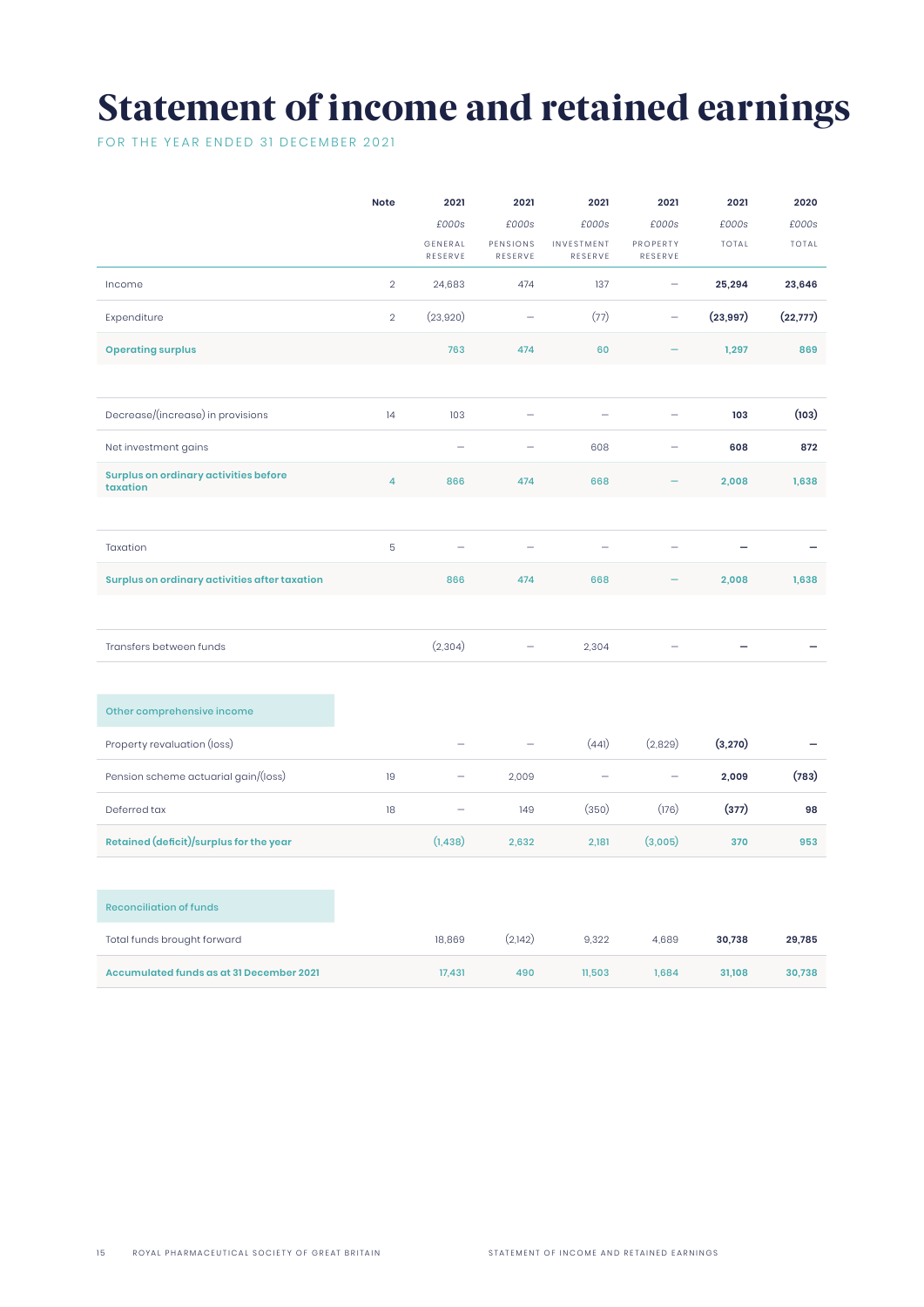# Statement of income and retained earnings

FOR THE YEAR ENDED 31 DECEMBER 2021

| | Note | 2021 £000s GENERAL RESERVE | 2021 £000s PENSIONS RESERVE | 2021 £000s INVESTMENT RESERVE | 2021 £000s PROPERTY RESERVE | 2021 £000s TOTAL | 2020 £000s TOTAL |
|---|---|---|---|---|---|---|---|
| Income | 2 | 24,683 | 474 | 137 | – | **25,294** | **23,646** |
| Expenditure | 2 | (23,920) | – | (77) | – | **(23,997)** | **(22,777)** |
| **Operating surplus** | | 763 | 474 | 60 | – | 1,297 | 869 |
| Decrease/(increase) in provisions | 14 | 103 | – | – | – | **103** | **(103)** |
| Net investment gains | | – | – | 608 | – | **608** | **872** |
| **Surplus on ordinary activities before taxation** | 4 | 866 | 474 | 668 | – | 2,008 | 1,638 |
| Taxation | 5 | – | – | – | – | **–** | **–** |
| **Surplus on ordinary activities after taxation** | | 866 | 474 | 668 | – | 2,008 | 1,638 |
| Transfers between funds | | (2,304) | – | 2,304 | – | **–** | **–** |
| **Other comprehensive income** | | | | | | | |
| Property revaluation (loss) | | – | – | (441) | (2,829) | **(3,270)** | **–** |
| Pension scheme actuarial gain/(loss) | 19 | – | 2,009 | – | – | **2,009** | **(783)** |
| Deferred tax | 18 | – | 149 | (350) | (176) | **(377)** | **98** |
| **Retained (deficit)/surplus for the year** | | (1,438) | 2,632 | 2,181 | (3,005) | 370 | 953 |
| **Reconciliation of funds** | | | | | | | |
| Total funds brought forward | | 18,869 | (2,142) | 9,322 | 4,689 | **30,738** | **29,785** |
| **Accumulated funds as at 31 December 2021** | | 17,431 | 490 | 11,503 | 1,684 | 31,108 | 30,738 |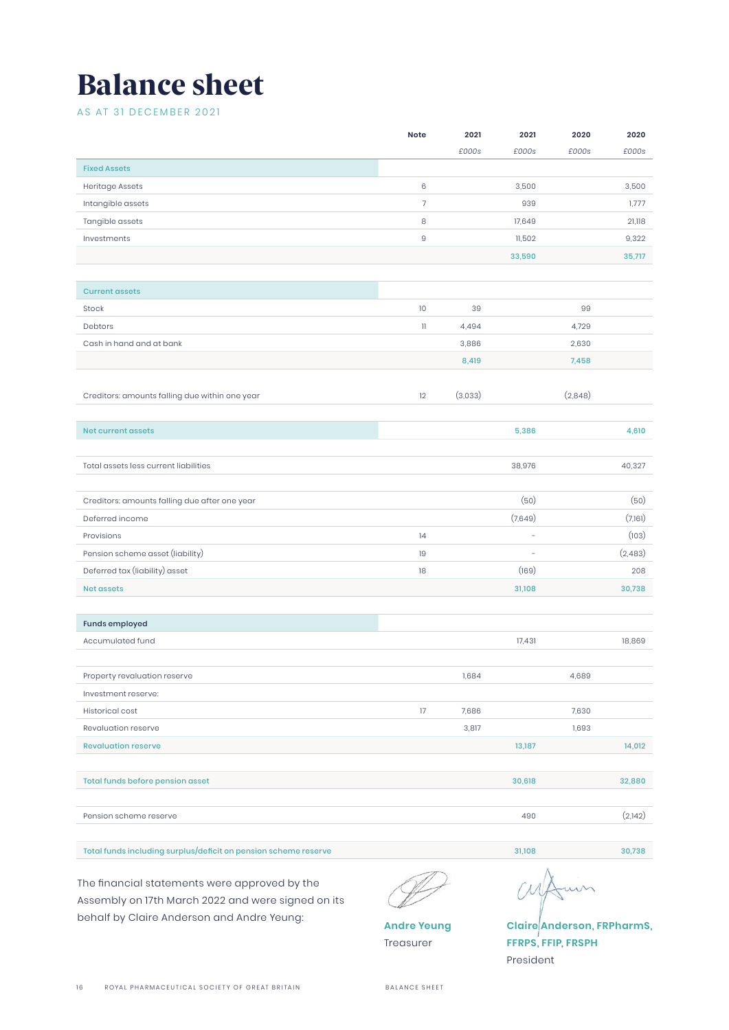# Balance sheet

AS AT 31 DECEMBER 2021

| | Note | 2021 | 2021 | 2020 | 2020 |
|---|---|---|---|---|---|
| | | *£000s* | *£000s* | *£000s* | *£000s* |
| **Fixed Assets** | | | | | |
| Heritage Assets | 6 | | 3,500 | | 3,500 |
| Intangible assets | 7 | | 939 | | 1,777 |
| Tangible assets | 8 | | 17,649 | | 21,118 |
| Investments | 9 | | 11,502 | | 9,322 |
| | | | 33,590 | | 35,717 |
| **Current assets** | | | | | |
| Stock | 10 | 39 | | 99 | |
| Debtors | 11 | 4,494 | | 4,729 | |
| Cash in hand and at bank | | 3,886 | | 2,630 | |
| | | 8,419 | | 7,458 | |
| Creditors: amounts falling due within one year | 12 | (3,033) | | (2,848) | |
| **Net current assets** | | | 5,386 | | 4,610 |
| Total assets less current liabilities | | | 38,976 | | 40,327 |
| Creditors: amounts falling due after one year | | | (50) | | (50) |
| Deferred income | | | (7,649) | | (7,161) |
| Provisions | 14 | | - | | (103) |
| Pension scheme asset (liability) | 19 | | - | | (2,483) |
| Deferred tax (liability) asset | 18 | | (169) | | 208 |
| **Net assets** | | | 31,108 | | 30,738 |
| **Funds employed** | | | | | |
| Accumulated fund | | | 17,431 | | 18,869 |
| Property revaluation reserve | | 1,684 | | 4,689 | |
| Investment reserve: | | | | | |
| Historical cost | 17 | 7,686 | | 7,630 | |
| Revaluation reserve | | 3,817 | | 1,693 | |
| **Revaluation reserve** | | | 13,187 | | 14,012 |
| **Total funds before pension asset** | | | 30,618 | | 32,880 |
| Pension scheme reserve | | | 490 | | (2,142) |
| **Total funds including surplus/deficit on pension scheme reserve** | | | 31,108 | | 30,738 |

The financial statements were approved by the Assembly on 17th March 2022 and were signed on its behalf by Claire Anderson and Andre Yeung:

**Andre Yeung**
Treasurer

**Claire Anderson, FRPharmS, FFRPS, FFIP, FRSPH**
President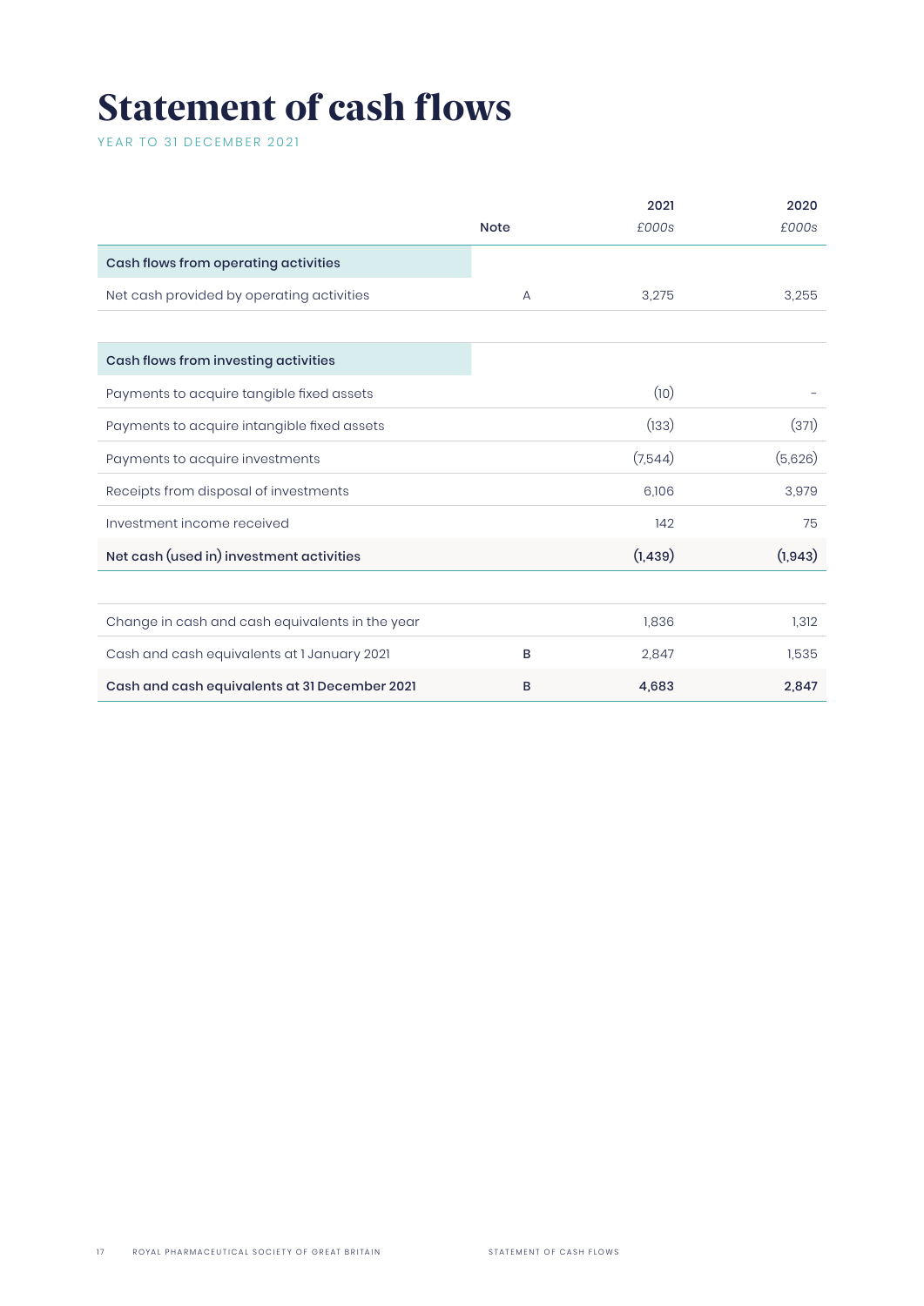# Statement of cash flows

YEAR TO 31 DECEMBER 2021

| | Note | 2021<br>*£000s* | 2020<br>*£000s* |
|---|---|---|---|
| **Cash flows from operating activities** | | | |
| Net cash provided by operating activities | A | 3,275 | 3,255 |
| | | | |
| **Cash flows from investing activities** | | | |
| Payments to acquire tangible fixed assets | | (10) | - |
| Payments to acquire intangible fixed assets | | (133) | (371) |
| Payments to acquire investments | | (7,544) | (5,626) |
| Receipts from disposal of investments | | 6,106 | 3,979 |
| Investment income received | | 142 | 75 |
| **Net cash (used in) investment activities** | | **(1,439)** | **(1,943)** |
| | | | |
| Change in cash and cash equivalents in the year | | 1,836 | 1,312 |
| Cash and cash equivalents at 1 January 2021 | B | 2,847 | 1,535 |
| **Cash and cash equivalents at 31 December 2021** | B | **4,683** | **2,847** |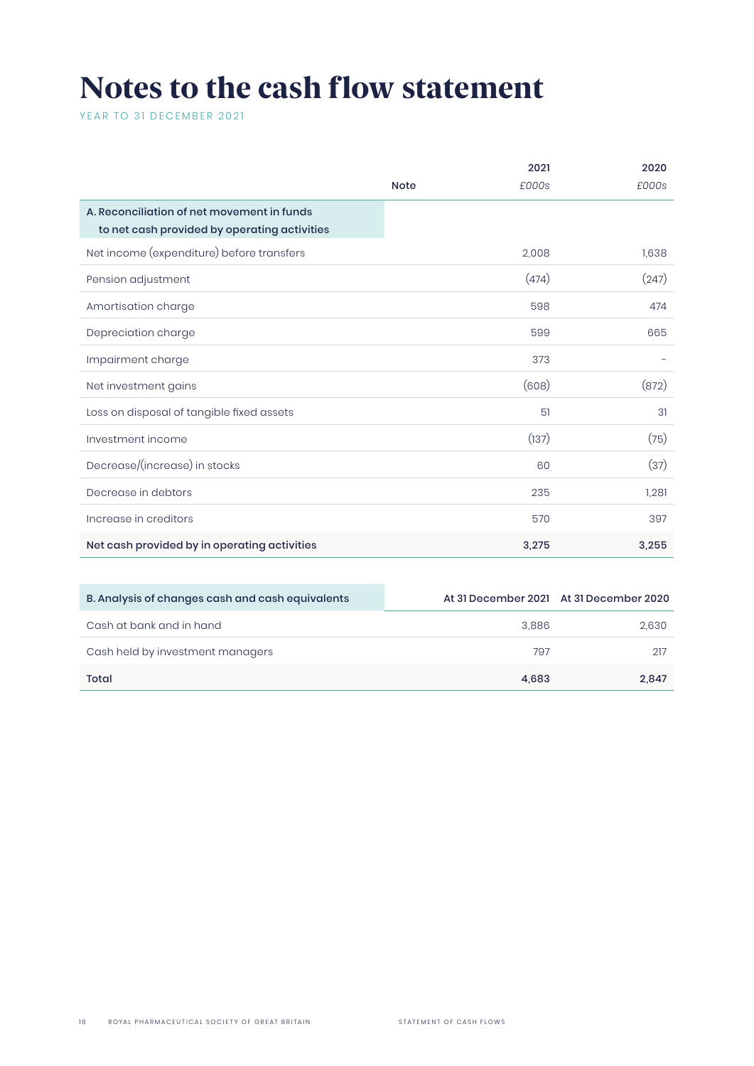# Notes to the cash flow statement

YEAR TO 31 DECEMBER 2021

| | Note | 2021 £000s | 2020 £000s |
|---|---|---|---|
| **A. Reconciliation of net movement in funds to net cash provided by operating activities** | | | |
| Net income (expenditure) before transfers | | 2,008 | 1,638 |
| Pension adjustment | | (474) | (247) |
| Amortisation charge | | 598 | 474 |
| Depreciation charge | | 599 | 665 |
| Impairment charge | | 373 | - |
| Net investment gains | | (608) | (872) |
| Loss on disposal of tangible fixed assets | | 51 | 31 |
| Investment income | | (137) | (75) |
| Decrease/(increase) in stocks | | 60 | (37) |
| Decrease in debtors | | 235 | 1,281 |
| Increase in creditors | | 570 | 397 |
| **Net cash provided by in operating activities** | | **3,275** | **3,255** |

| **B. Analysis of changes cash and cash equivalents** | At 31 December 2021 | At 31 December 2020 |
|---|---|---|
| Cash at bank and in hand | 3,886 | 2,630 |
| Cash held by investment managers | 797 | 217 |
| **Total** | **4,683** | **2,847** |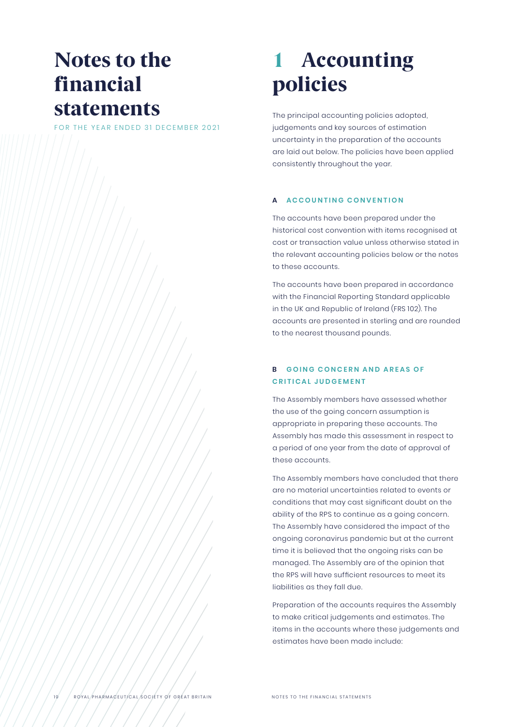# Notes to the financial statements

FOR THE YEAR ENDED 31 DECEMBER 2021

# 1 Accounting policies

The principal accounting policies adopted, judgements and key sources of estimation uncertainty in the preparation of the accounts are laid out below. The policies have been applied consistently throughout the year.

### A ACCOUNTING CONVENTION

The accounts have been prepared under the historical cost convention with items recognised at cost or transaction value unless otherwise stated in the relevant accounting policies below or the notes to these accounts.

The accounts have been prepared in accordance with the Financial Reporting Standard applicable in the UK and Republic of Ireland (FRS 102). The accounts are presented in sterling and are rounded to the nearest thousand pounds.

### B GOING CONCERN AND AREAS OF CRITICAL JUDGEMENT

The Assembly members have assessed whether the use of the going concern assumption is appropriate in preparing these accounts. The Assembly has made this assessment in respect to a period of one year from the date of approval of these accounts.

The Assembly members have concluded that there are no material uncertainties related to events or conditions that may cast significant doubt on the ability of the RPS to continue as a going concern. The Assembly have considered the impact of the ongoing coronavirus pandemic but at the current time it is believed that the ongoing risks can be managed. The Assembly are of the opinion that the RPS will have sufficient resources to meet its liabilities as they fall due.

Preparation of the accounts requires the Assembly to make critical judgements and estimates. The items in the accounts where these judgements and estimates have been made include: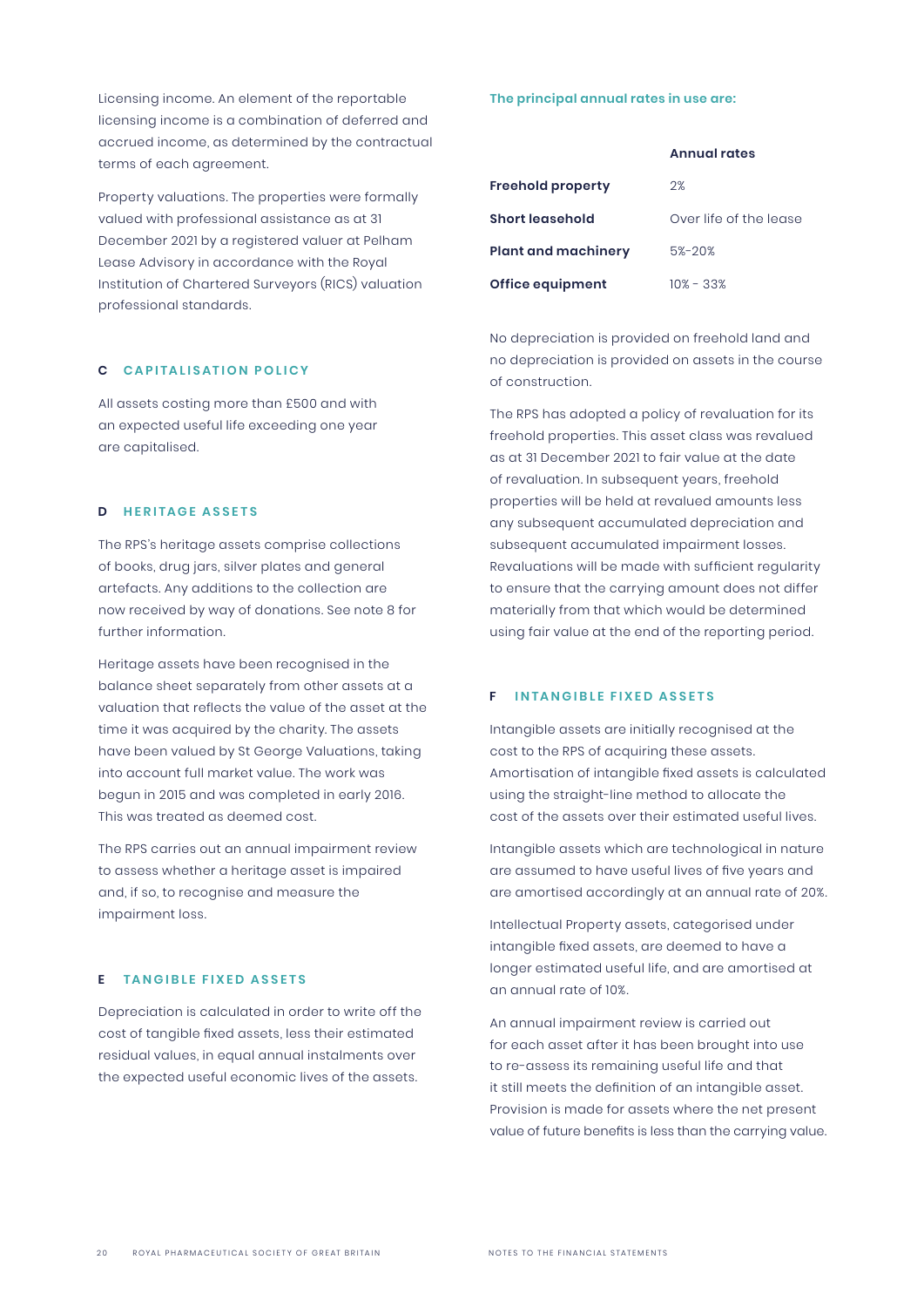Licensing income. An element of the reportable licensing income is a combination of deferred and accrued income, as determined by the contractual terms of each agreement.

Property valuations. The properties were formally valued with professional assistance as at 31 December 2021 by a registered valuer at Pelham Lease Advisory in accordance with the Royal Institution of Chartered Surveyors (RICS) valuation professional standards.

### C CAPITALISATION POLICY

All assets costing more than £500 and with an expected useful life exceeding one year are capitalised.

### D HERITAGE ASSETS

The RPS's heritage assets comprise collections of books, drug jars, silver plates and general artefacts. Any additions to the collection are now received by way of donations. See note 8 for further information.

Heritage assets have been recognised in the balance sheet separately from other assets at a valuation that reflects the value of the asset at the time it was acquired by the charity. The assets have been valued by St George Valuations, taking into account full market value. The work was begun in 2015 and was completed in early 2016. This was treated as deemed cost.

The RPS carries out an annual impairment review to assess whether a heritage asset is impaired and, if so, to recognise and measure the impairment loss.

### E TANGIBLE FIXED ASSETS

Depreciation is calculated in order to write off the cost of tangible fixed assets, less their estimated residual values, in equal annual instalments over the expected useful economic lives of the assets.

**The principal annual rates in use are:**

| | Annual rates |
|---|---|
| **Freehold property** | 2% |
| **Short leasehold** | Over life of the lease |
| **Plant and machinery** | 5%-20% |
| **Office equipment** | 10% - 33% |

No depreciation is provided on freehold land and no depreciation is provided on assets in the course of construction.

The RPS has adopted a policy of revaluation for its freehold properties. This asset class was revalued as at 31 December 2021 to fair value at the date of revaluation. In subsequent years, freehold properties will be held at revalued amounts less any subsequent accumulated depreciation and subsequent accumulated impairment losses. Revaluations will be made with sufficient regularity to ensure that the carrying amount does not differ materially from that which would be determined using fair value at the end of the reporting period.

### F INTANGIBLE FIXED ASSETS

Intangible assets are initially recognised at the cost to the RPS of acquiring these assets. Amortisation of intangible fixed assets is calculated using the straight-line method to allocate the cost of the assets over their estimated useful lives.

Intangible assets which are technological in nature are assumed to have useful lives of five years and are amortised accordingly at an annual rate of 20%.

Intellectual Property assets, categorised under intangible fixed assets, are deemed to have a longer estimated useful life, and are amortised at an annual rate of 10%.

An annual impairment review is carried out for each asset after it has been brought into use to re-assess its remaining useful life and that it still meets the definition of an intangible asset. Provision is made for assets where the net present value of future benefits is less than the carrying value.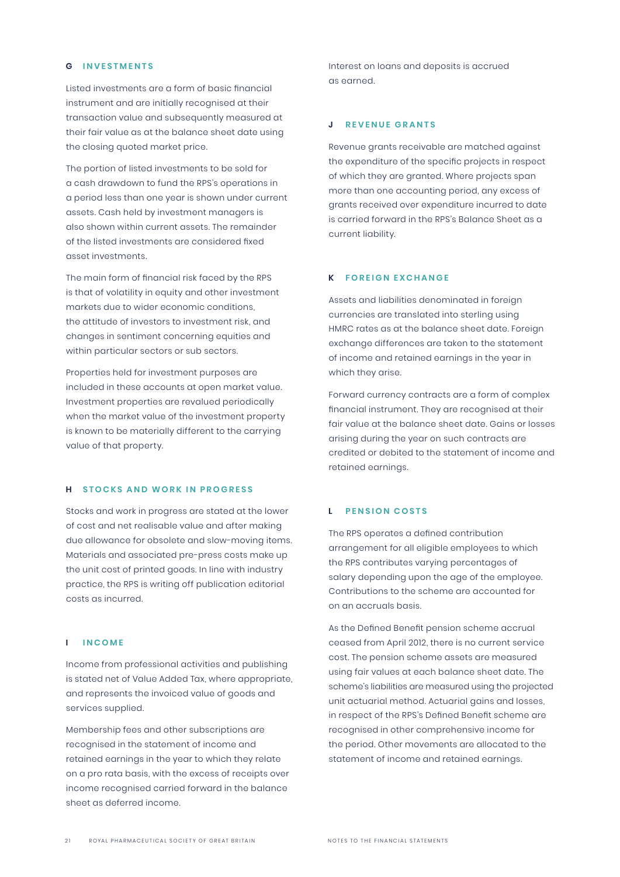### G INVESTMENTS

Listed investments are a form of basic financial instrument and are initially recognised at their transaction value and subsequently measured at their fair value as at the balance sheet date using the closing quoted market price.

The portion of listed investments to be sold for a cash drawdown to fund the RPS's operations in a period less than one year is shown under current assets. Cash held by investment managers is also shown within current assets. The remainder of the listed investments are considered fixed asset investments.

The main form of financial risk faced by the RPS is that of volatility in equity and other investment markets due to wider economic conditions, the attitude of investors to investment risk, and changes in sentiment concerning equities and within particular sectors or sub sectors.

Properties held for investment purposes are included in these accounts at open market value. Investment properties are revalued periodically when the market value of the investment property is known to be materially different to the carrying value of that property.

### H STOCKS AND WORK IN PROGRESS

Stocks and work in progress are stated at the lower of cost and net realisable value and after making due allowance for obsolete and slow-moving items. Materials and associated pre-press costs make up the unit cost of printed goods. In line with industry practice, the RPS is writing off publication editorial costs as incurred.

### I INCOME

Income from professional activities and publishing is stated net of Value Added Tax, where appropriate, and represents the invoiced value of goods and services supplied.

Membership fees and other subscriptions are recognised in the statement of income and retained earnings in the year to which they relate on a pro rata basis, with the excess of receipts over income recognised carried forward in the balance sheet as deferred income.

Interest on loans and deposits is accrued as earned.

### J REVENUE GRANTS

Revenue grants receivable are matched against the expenditure of the specific projects in respect of which they are granted. Where projects span more than one accounting period, any excess of grants received over expenditure incurred to date is carried forward in the RPS's Balance Sheet as a current liability.

### K FOREIGN EXCHANGE

Assets and liabilities denominated in foreign currencies are translated into sterling using HMRC rates as at the balance sheet date. Foreign exchange differences are taken to the statement of income and retained earnings in the year in which they arise.

Forward currency contracts are a form of complex financial instrument. They are recognised at their fair value at the balance sheet date. Gains or losses arising during the year on such contracts are credited or debited to the statement of income and retained earnings.

### L PENSION COSTS

The RPS operates a defined contribution arrangement for all eligible employees to which the RPS contributes varying percentages of salary depending upon the age of the employee. Contributions to the scheme are accounted for on an accruals basis.

As the Defined Benefit pension scheme accrual ceased from April 2012, there is no current service cost. The pension scheme assets are measured using fair values at each balance sheet date. The scheme's liabilities are measured using the projected unit actuarial method. Actuarial gains and losses, in respect of the RPS's Defined Benefit scheme are recognised in other comprehensive income for the period. Other movements are allocated to the statement of income and retained earnings.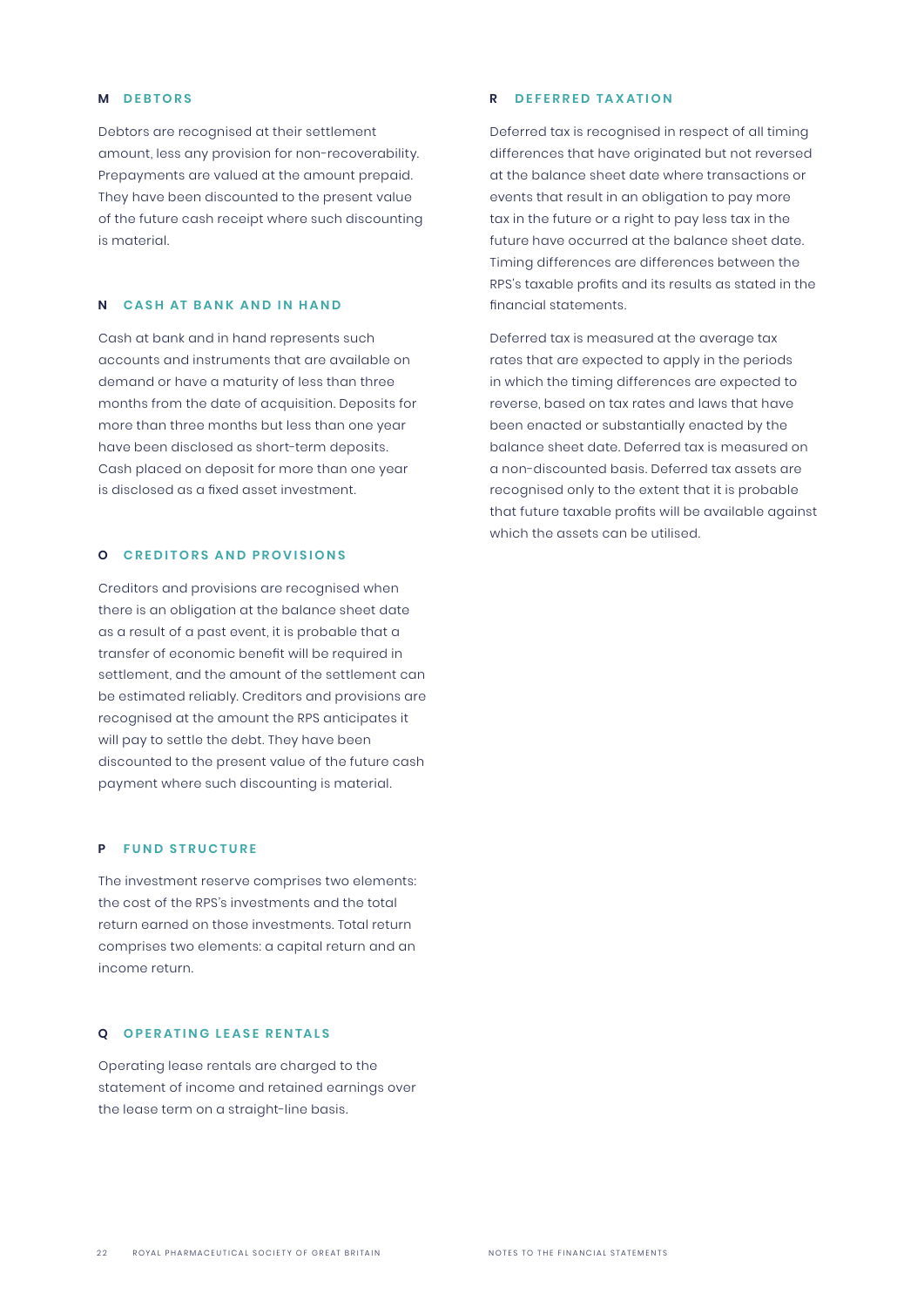### M DEBTORS

Debtors are recognised at their settlement amount, less any provision for non-recoverability. Prepayments are valued at the amount prepaid. They have been discounted to the present value of the future cash receipt where such discounting is material.

### N CASH AT BANK AND IN HAND

Cash at bank and in hand represents such accounts and instruments that are available on demand or have a maturity of less than three months from the date of acquisition. Deposits for more than three months but less than one year have been disclosed as short-term deposits. Cash placed on deposit for more than one year is disclosed as a fixed asset investment.

### O CREDITORS AND PROVISIONS

Creditors and provisions are recognised when there is an obligation at the balance sheet date as a result of a past event, it is probable that a transfer of economic benefit will be required in settlement, and the amount of the settlement can be estimated reliably. Creditors and provisions are recognised at the amount the RPS anticipates it will pay to settle the debt. They have been discounted to the present value of the future cash payment where such discounting is material.

### P FUND STRUCTURE

The investment reserve comprises two elements: the cost of the RPS's investments and the total return earned on those investments. Total return comprises two elements: a capital return and an income return.

### Q OPERATING LEASE RENTALS

Operating lease rentals are charged to the statement of income and retained earnings over the lease term on a straight-line basis.

### R DEFERRED TAXATION

Deferred tax is recognised in respect of all timing differences that have originated but not reversed at the balance sheet date where transactions or events that result in an obligation to pay more tax in the future or a right to pay less tax in the future have occurred at the balance sheet date. Timing differences are differences between the RPS's taxable profits and its results as stated in the financial statements.

Deferred tax is measured at the average tax rates that are expected to apply in the periods in which the timing differences are expected to reverse, based on tax rates and laws that have been enacted or substantially enacted by the balance sheet date. Deferred tax is measured on a non-discounted basis. Deferred tax assets are recognised only to the extent that it is probable that future taxable profits will be available against which the assets can be utilised.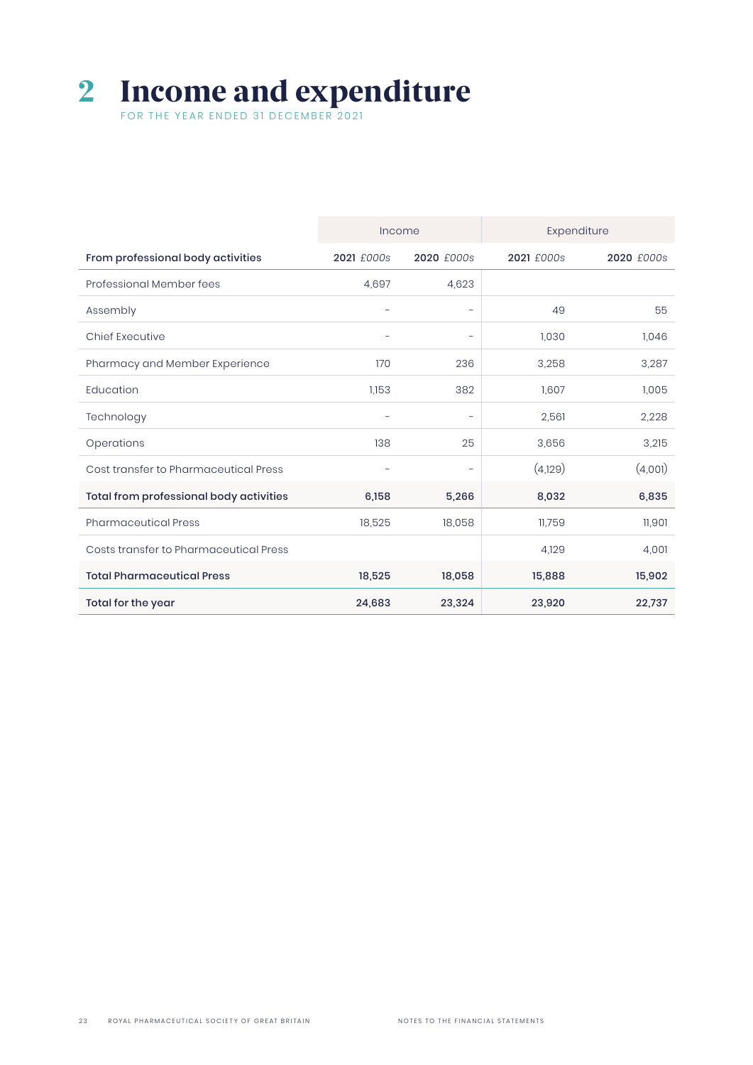# 2 Income and expenditure

FOR THE YEAR ENDED 31 DECEMBER 2021

| | Income | | Expenditure | |
|---|---|---|---|---|
| **From professional body activities** | **2021** *£000s* | **2020** *£000s* | **2021** *£000s* | **2020** *£000s* |
| Professional Member fees | 4,697 | 4,623 | | |
| Assembly | – | – | 49 | 55 |
| Chief Executive | – | – | 1,030 | 1,046 |
| Pharmacy and Member Experience | 170 | 236 | 3,258 | 3,287 |
| Education | 1,153 | 382 | 1,607 | 1,005 |
| Technology | – | – | 2,561 | 2,228 |
| Operations | 138 | 25 | 3,656 | 3,215 |
| Cost transfer to Pharmaceutical Press | – | – | (4,129) | (4,001) |
| **Total from professional body activities** | **6,158** | **5,266** | **8,032** | **6,835** |
| Pharmaceutical Press | 18,525 | 18,058 | 11,759 | 11,901 |
| Costs transfer to Pharmaceutical Press | | | 4,129 | 4,001 |
| **Total Pharmaceutical Press** | **18,525** | **18,058** | **15,888** | **15,902** |
| **Total for the year** | **24,683** | **23,324** | **23,920** | **22,737** |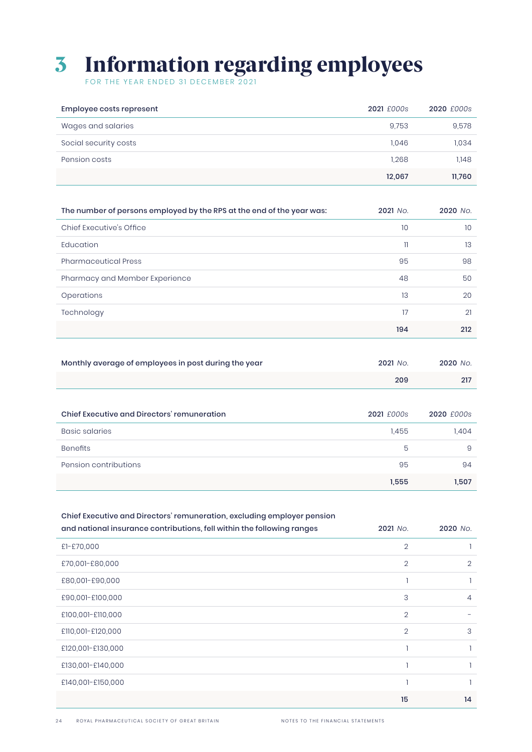# 3 Information regarding employees

FOR THE YEAR ENDED 31 DECEMBER 2021

| Employee costs represent | 2021 *£000s* | 2020 *£000s* |
|---|---|---|
| Wages and salaries | 9,753 | 9,578 |
| Social security costs | 1,046 | 1,034 |
| Pension costs | 1,268 | 1,148 |
| | **12,067** | **11,760** |

| The number of persons employed by the RPS at the end of the year was: | 2021 *No.* | 2020 *No.* |
|---|---|---|
| Chief Executive's Office | 10 | 10 |
| Education | 11 | 13 |
| Pharmaceutical Press | 95 | 98 |
| Pharmacy and Member Experience | 48 | 50 |
| Operations | 13 | 20 |
| Technology | 17 | 21 |
| | **194** | **212** |

| Monthly average of employees in post during the year | 2021 *No.* | 2020 *No.* |
|---|---|---|
| | **209** | **217** |

| Chief Executive and Directors' remuneration | 2021 *£000s* | 2020 *£000s* |
|---|---|---|
| Basic salaries | 1,455 | 1,404 |
| Benefits | 5 | 9 |
| Pension contributions | 95 | 94 |
| | **1,555** | **1,507** |

| Chief Executive and Directors' remuneration, excluding employer pension and national insurance contributions, fell within the following ranges | 2021 *No.* | 2020 *No.* |
|---|---|---|
| £1–£70,000 | 2 | 1 |
| £70,001–£80,000 | 2 | 2 |
| £80,001–£90,000 | 1 | 1 |
| £90,001–£100,000 | 3 | 4 |
| £100,001–£110,000 | 2 | – |
| £110,001–£120,000 | 2 | 3 |
| £120,001–£130,000 | 1 | 1 |
| £130,001–£140,000 | 1 | 1 |
| £140,001–£150,000 | 1 | 1 |
| | **15** | **14** |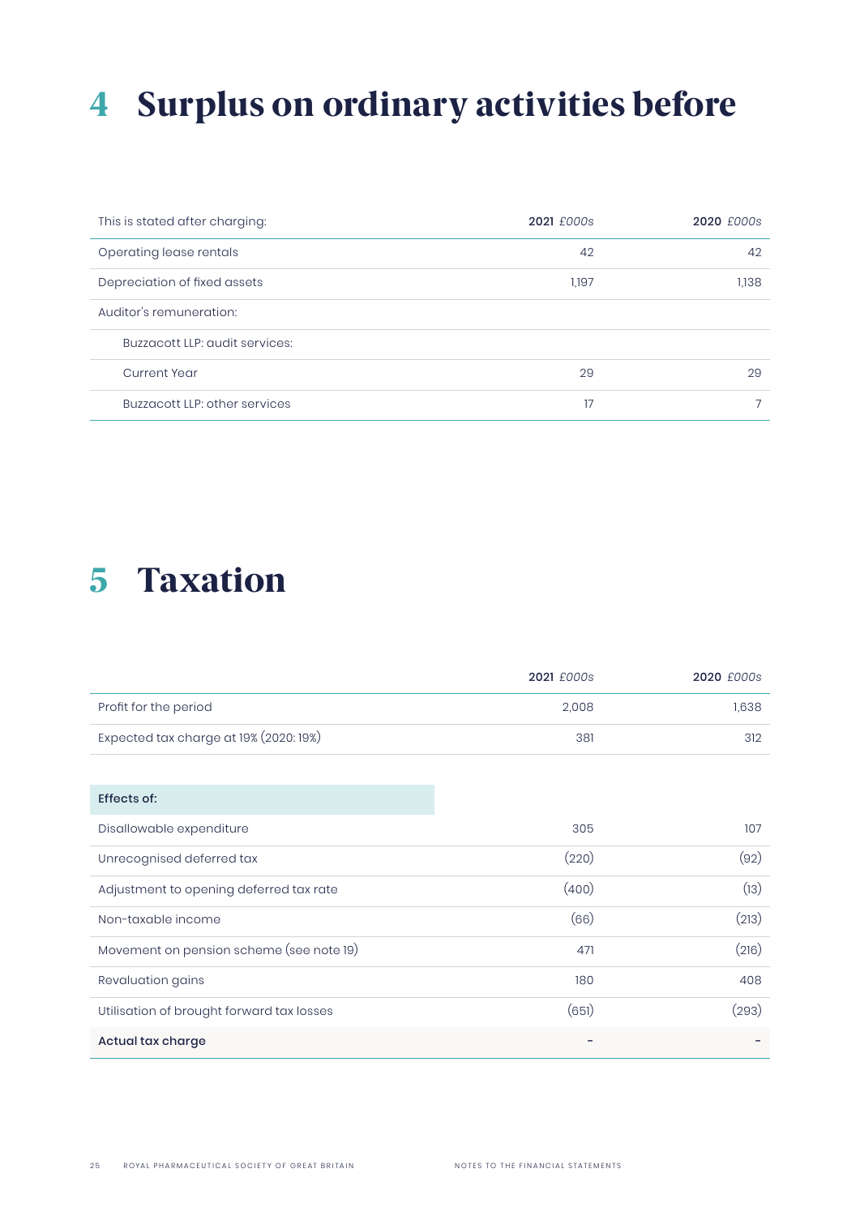# 4 Surplus on ordinary activities before

| This is stated after charging: | **2021** *£000s* | **2020** *£000s* |
|---|---|---|
| Operating lease rentals | 42 | 42 |
| Depreciation of fixed assets | 1,197 | 1,138 |
| Auditor's remuneration: | | |
| Buzzacott LLP: audit services: | | |
| Current Year | 29 | 29 |
| Buzzacott LLP: other services | 17 | 7 |

# 5 Taxation

| | **2021** *£000s* | **2020** *£000s* |
|---|---|---|
| Profit for the period | 2,008 | 1,638 |
| Expected tax charge at 19% (2020: 19%) | 381 | 312 |
| **Effects of:** | | |
| Disallowable expenditure | 305 | 107 |
| Unrecognised deferred tax | (220) | (92) |
| Adjustment to opening deferred tax rate | (400) | (13) |
| Non-taxable income | (66) | (213) |
| Movement on pension scheme (see note 19) | 471 | (216) |
| Revaluation gains | 180 | 408 |
| Utilisation of brought forward tax losses | (651) | (293) |
| **Actual tax charge** | - | - |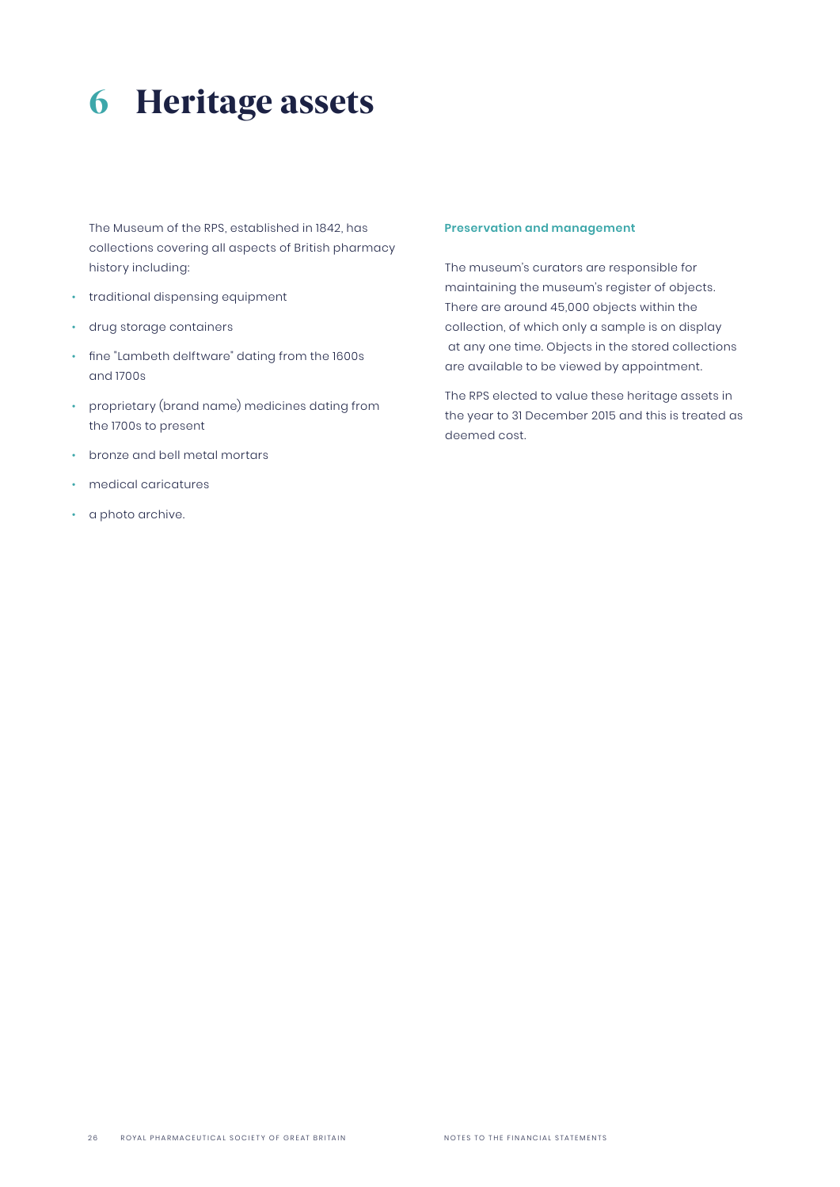# 6 Heritage assets

The Museum of the RPS, established in 1842, has collections covering all aspects of British pharmacy history including:

- traditional dispensing equipment
- drug storage containers
- fine "Lambeth delftware" dating from the 1600s and 1700s
- proprietary (brand name) medicines dating from the 1700s to present
- bronze and bell metal mortars
- medical caricatures
- a photo archive.

### Preservation and management

The museum's curators are responsible for maintaining the museum's register of objects. There are around 45,000 objects within the collection, of which only a sample is on display at any one time. Objects in the stored collections are available to be viewed by appointment.

The RPS elected to value these heritage assets in the year to 31 December 2015 and this is treated as deemed cost.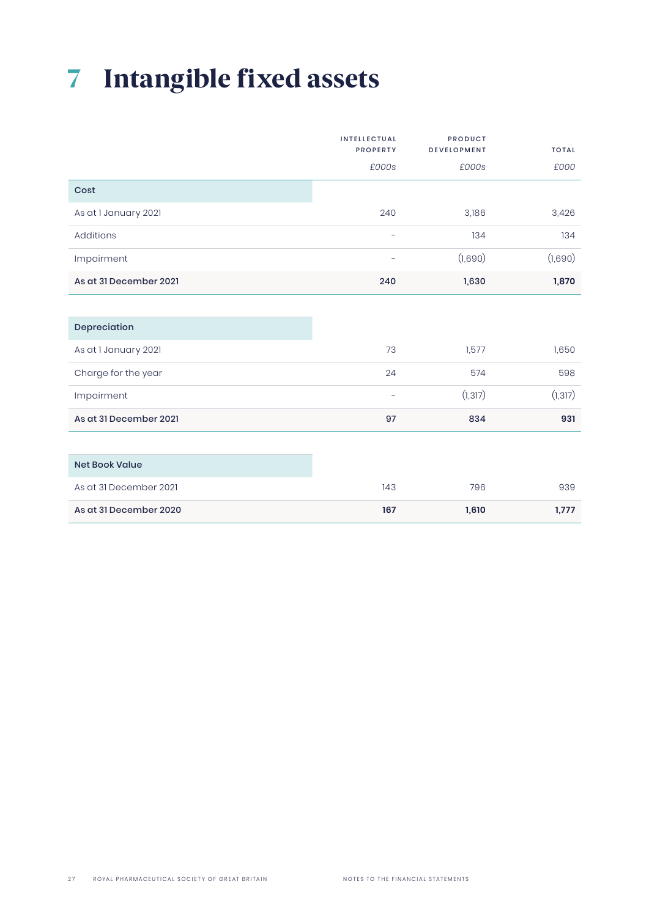# 7 Intangible fixed assets

| | INTELLECTUAL PROPERTY | PRODUCT DEVELOPMENT | TOTAL |
|---|---|---|---|
| | *£000s* | *£000s* | *£000* |
| **Cost** | | | |
| As at 1 January 2021 | 240 | 3,186 | 3,426 |
| Additions | – | 134 | 134 |
| Impairment | – | (1,690) | (1,690) |
| **As at 31 December 2021** | **240** | **1,630** | **1,870** |
| **Depreciation** | | | |
| As at 1 January 2021 | 73 | 1,577 | 1,650 |
| Charge for the year | 24 | 574 | 598 |
| Impairment | – | (1,317) | (1,317) |
| **As at 31 December 2021** | **97** | **834** | **931** |
| **Net Book Value** | | | |
| As at 31 December 2021 | 143 | 796 | 939 |
| **As at 31 December 2020** | **167** | **1,610** | **1,777** |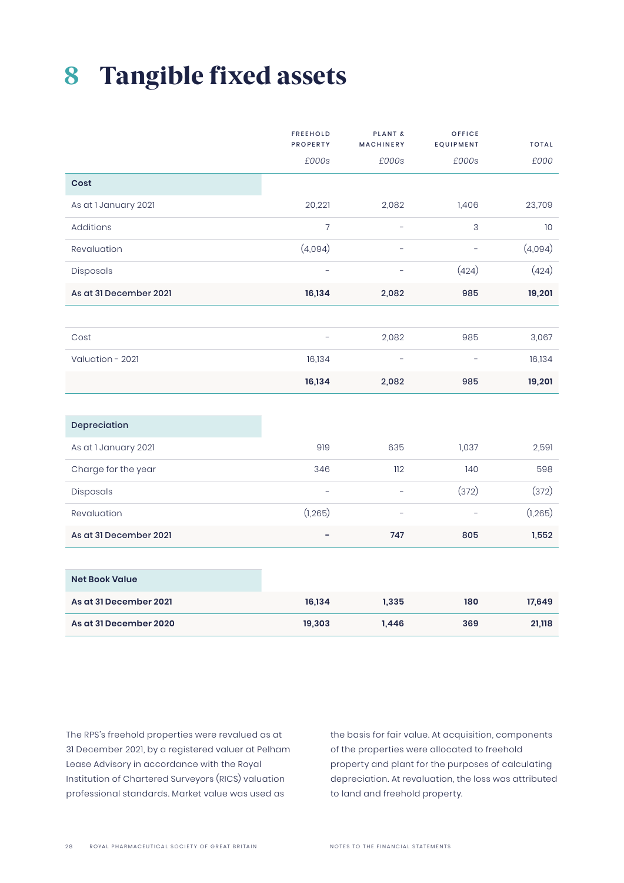# 8 Tangible fixed assets

| | FREEHOLD PROPERTY | PLANT & MACHINERY | OFFICE EQUIPMENT | TOTAL |
|---|---|---|---|---|
| | *£000s* | *£000s* | *£000s* | *£000* |
| **Cost** | | | | |
| As at 1 January 2021 | 20,221 | 2,082 | 1,406 | 23,709 |
| Additions | 7 | – | 3 | 10 |
| Revaluation | (4,094) | – | – | (4,094) |
| Disposals | – | – | (424) | (424) |
| **As at 31 December 2021** | **16,134** | **2,082** | **985** | **19,201** |
| | | | | |
| Cost | – | 2,082 | 985 | 3,067 |
| Valuation - 2021 | 16,134 | – | – | 16,134 |
| | **16,134** | **2,082** | **985** | **19,201** |
| | | | | |
| **Depreciation** | | | | |
| As at 1 January 2021 | 919 | 635 | 1,037 | 2,591 |
| Charge for the year | 346 | 112 | 140 | 598 |
| Disposals | – | – | (372) | (372) |
| Revaluation | (1,265) | – | – | (1,265) |
| **As at 31 December 2021** | **–** | **747** | **805** | **1,552** |
| | | | | |
| **Net Book Value** | | | | |
| **As at 31 December 2021** | **16,134** | **1,335** | **180** | **17,649** |
| **As at 31 December 2020** | **19,303** | **1,446** | **369** | **21,118** |

The RPS's freehold properties were revalued as at 31 December 2021, by a registered valuer at Pelham Lease Advisory in accordance with the Royal Institution of Chartered Surveyors (RICS) valuation professional standards. Market value was used as the basis for fair value. At acquisition, components of the properties were allocated to freehold property and plant for the purposes of calculating depreciation. At revaluation, the loss was attributed to land and freehold property.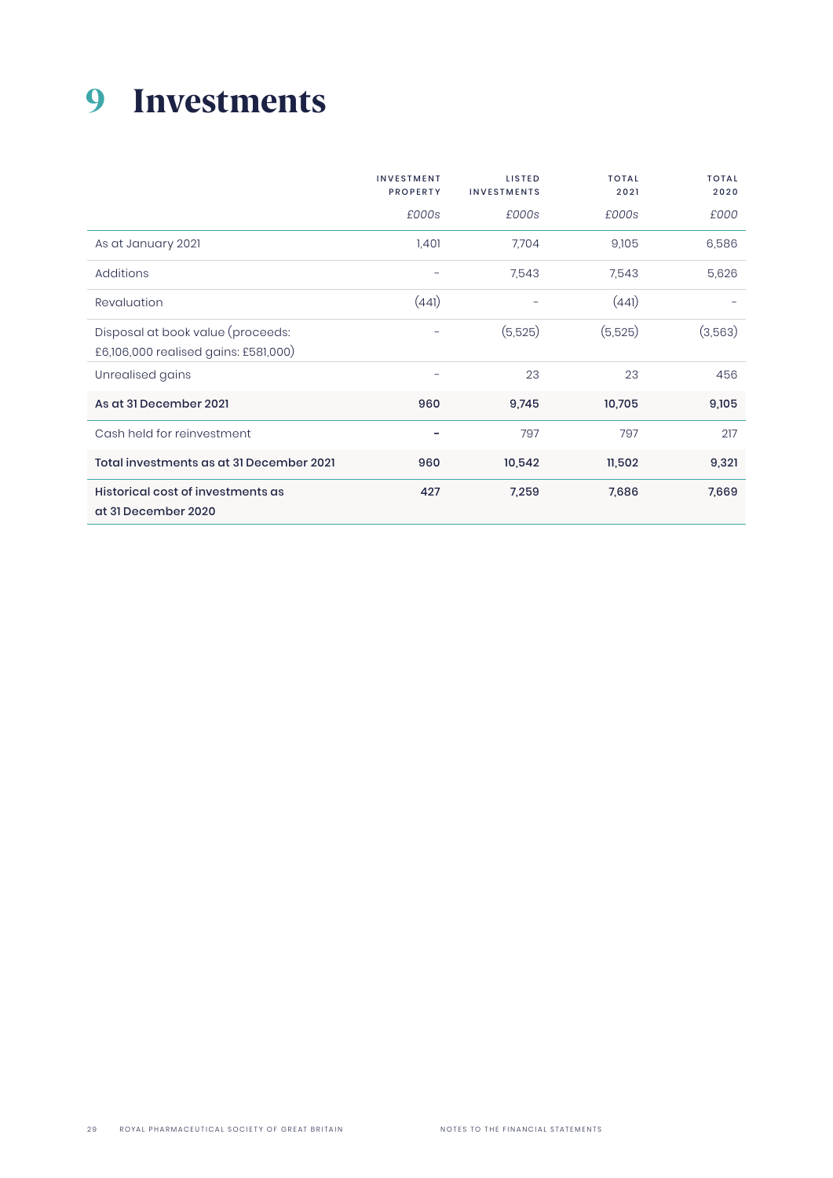# 9 Investments

| | INVESTMENT PROPERTY | LISTED INVESTMENTS | TOTAL 2021 | TOTAL 2020 |
|---|---|---|---|---|
| | *£000s* | *£000s* | *£000s* | *£000* |
| As at January 2021 | 1,401 | 7,704 | 9,105 | 6,586 |
| Additions | – | 7,543 | 7,543 | 5,626 |
| Revaluation | (441) | – | (441) | – |
| Disposal at book value (proceeds: £6,106,000 realised gains: £581,000) | – | (5,525) | (5,525) | (3,563) |
| Unrealised gains | – | 23 | 23 | 456 |
| **As at 31 December 2021** | **960** | **9,745** | **10,705** | **9,105** |
| Cash held for reinvestment | **–** | 797 | 797 | 217 |
| **Total investments as at 31 December 2021** | **960** | **10,542** | **11,502** | **9,321** |
| **Historical cost of investments as at 31 December 2020** | **427** | **7,259** | **7,686** | **7,669** |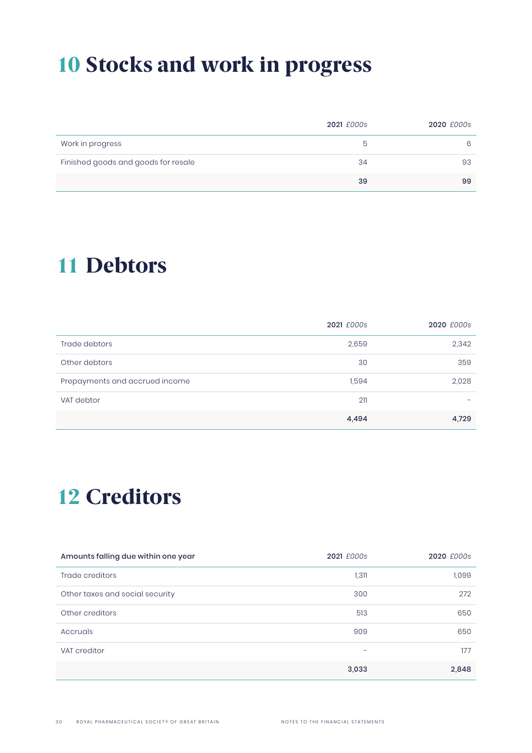# 10 Stocks and work in progress

| | 2021 *£000s* | 2020 *£000s* |
|---|---|---|
| Work in progress | 5 | 6 |
| Finished goods and goods for resale | 34 | 93 |
| | **39** | **99** |

# 11 Debtors

| | 2021 *£000s* | 2020 *£000s* |
|---|---|---|
| Trade debtors | 2,659 | 2,342 |
| Other debtors | 30 | 359 |
| Prepayments and accrued income | 1,594 | 2,028 |
| VAT debtor | 211 | – |
| | **4,494** | **4,729** |

# 12 Creditors

| Amounts falling due within one year | 2021 *£000s* | 2020 *£000s* |
|---|---|---|
| Trade creditors | 1,311 | 1,099 |
| Other taxes and social security | 300 | 272 |
| Other creditors | 513 | 650 |
| Accruals | 909 | 650 |
| VAT creditor | – | 177 |
| | **3,033** | **2,848** |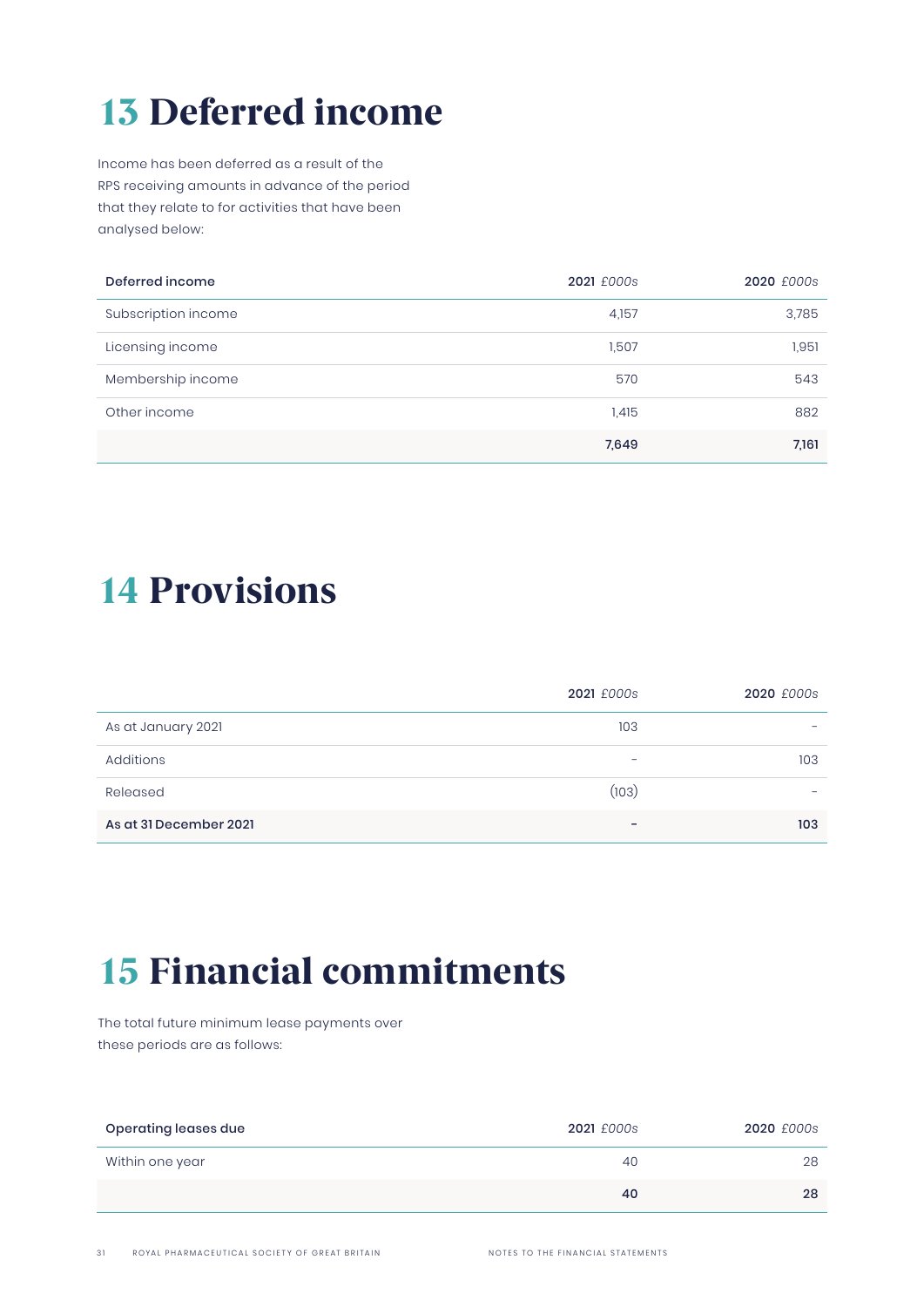# 13 Deferred income

Income has been deferred as a result of the RPS receiving amounts in advance of the period that they relate to for activities that have been analysed below:

| Deferred income | 2021 *£000s* | 2020 *£000s* |
|---|---|---|
| Subscription income | 4,157 | 3,785 |
| Licensing income | 1,507 | 1,951 |
| Membership income | 570 | 543 |
| Other income | 1,415 | 882 |
| | **7,649** | **7,161** |

# 14 Provisions

| | 2021 *£000s* | 2020 *£000s* |
|---|---|---|
| As at January 2021 | 103 | – |
| Additions | – | 103 |
| Released | (103) | – |
| **As at 31 December 2021** | **–** | **103** |

# 15 Financial commitments

The total future minimum lease payments over these periods are as follows:

| Operating leases due | 2021 *£000s* | 2020 *£000s* |
|---|---|---|
| Within one year | 40 | 28 |
| | **40** | **28** |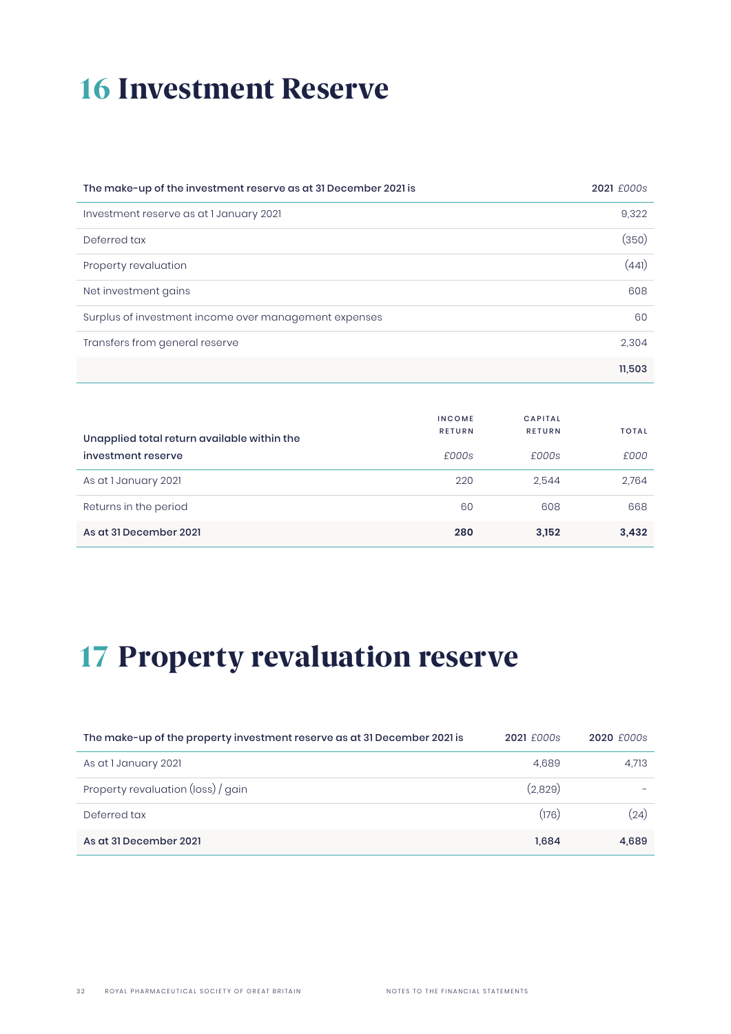# 16 Investment Reserve

| The make-up of the investment reserve as at 31 December 2021 is | 2021 *£000s* |
|---|---|
| Investment reserve as at 1 January 2021 | 9,322 |
| Deferred tax | (350) |
| Property revaluation | (441) |
| Net investment gains | 608 |
| Surplus of investment income over management expenses | 60 |
| Transfers from general reserve | 2,304 |
| | **11,503** |

| Unapplied total return available within the investment reserve | INCOME RETURN *£000s* | CAPITAL RETURN *£000s* | TOTAL *£000* |
|---|---|---|---|
| As at 1 January 2021 | 220 | 2,544 | 2,764 |
| Returns in the period | 60 | 608 | 668 |
| **As at 31 December 2021** | **280** | **3,152** | **3,432** |

# 17 Property revaluation reserve

| The make-up of the property investment reserve as at 31 December 2021 is | 2021 *£000s* | 2020 *£000s* |
|---|---|---|
| As at 1 January 2021 | 4,689 | 4,713 |
| Property revaluation (loss) / gain | (2,829) | - |
| Deferred tax | (176) | (24) |
| **As at 31 December 2021** | **1,684** | **4,689** |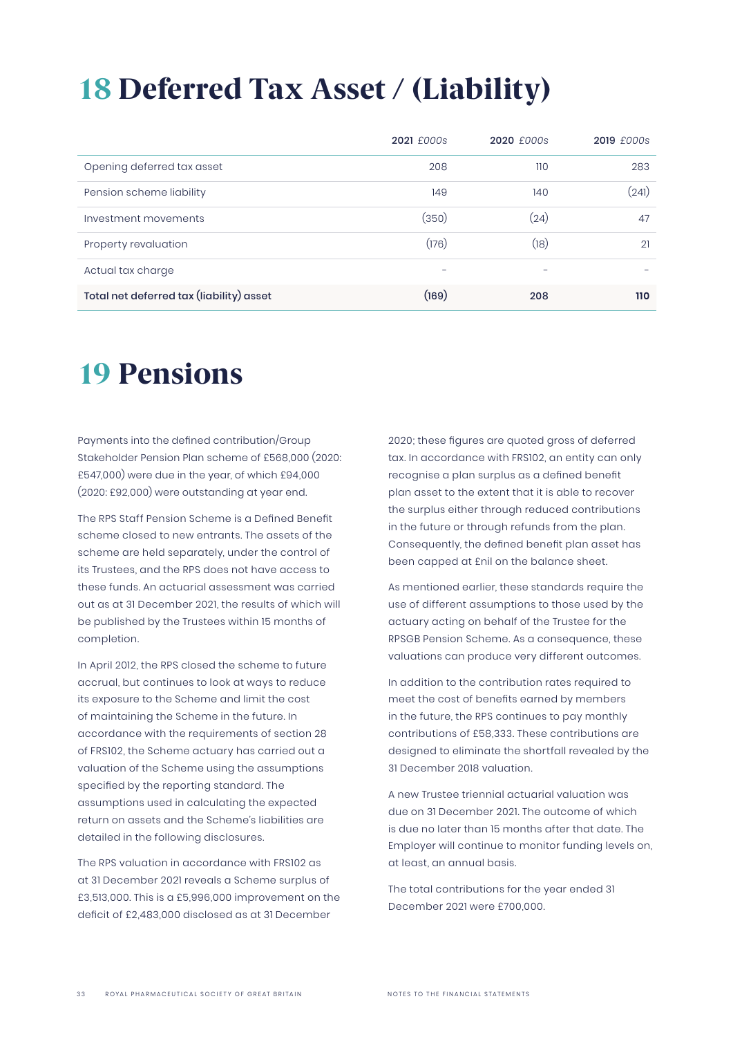# 18 Deferred Tax Asset / (Liability)

| | 2021 *£000s* | 2020 *£000s* | 2019 *£000s* |
|---|---|---|---|
| Opening deferred tax asset | 208 | 110 | 283 |
| Pension scheme liability | 149 | 140 | (241) |
| Investment movements | (350) | (24) | 47 |
| Property revaluation | (176) | (18) | 21 |
| Actual tax charge | - | - | - |
| **Total net deferred tax (liability) asset** | **(169)** | **208** | **110** |

# 19 Pensions

Payments into the defined contribution/Group Stakeholder Pension Plan scheme of £568,000 (2020: £547,000) were due in the year, of which £94,000 (2020: £92,000) were outstanding at year end.

The RPS Staff Pension Scheme is a Defined Benefit scheme closed to new entrants. The assets of the scheme are held separately, under the control of its Trustees, and the RPS does not have access to these funds. An actuarial assessment was carried out as at 31 December 2021, the results of which will be published by the Trustees within 15 months of completion.

In April 2012, the RPS closed the scheme to future accrual, but continues to look at ways to reduce its exposure to the Scheme and limit the cost of maintaining the Scheme in the future. In accordance with the requirements of section 28 of FRS102, the Scheme actuary has carried out a valuation of the Scheme using the assumptions specified by the reporting standard. The assumptions used in calculating the expected return on assets and the Scheme's liabilities are detailed in the following disclosures.

The RPS valuation in accordance with FRS102 as at 31 December 2021 reveals a Scheme surplus of £3,513,000. This is a £5,996,000 improvement on the deficit of £2,483,000 disclosed as at 31 December 2020; these figures are quoted gross of deferred tax. In accordance with FRS102, an entity can only recognise a plan surplus as a defined benefit plan asset to the extent that it is able to recover the surplus either through reduced contributions in the future or through refunds from the plan. Consequently, the defined benefit plan asset has been capped at £nil on the balance sheet.

As mentioned earlier, these standards require the use of different assumptions to those used by the actuary acting on behalf of the Trustee for the RPSGB Pension Scheme. As a consequence, these valuations can produce very different outcomes.

In addition to the contribution rates required to meet the cost of benefits earned by members in the future, the RPS continues to pay monthly contributions of £58,333. These contributions are designed to eliminate the shortfall revealed by the 31 December 2018 valuation.

A new Trustee triennial actuarial valuation was due on 31 December 2021. The outcome of which is due no later than 15 months after that date. The Employer will continue to monitor funding levels on, at least, an annual basis.

The total contributions for the year ended 31 December 2021 were £700,000.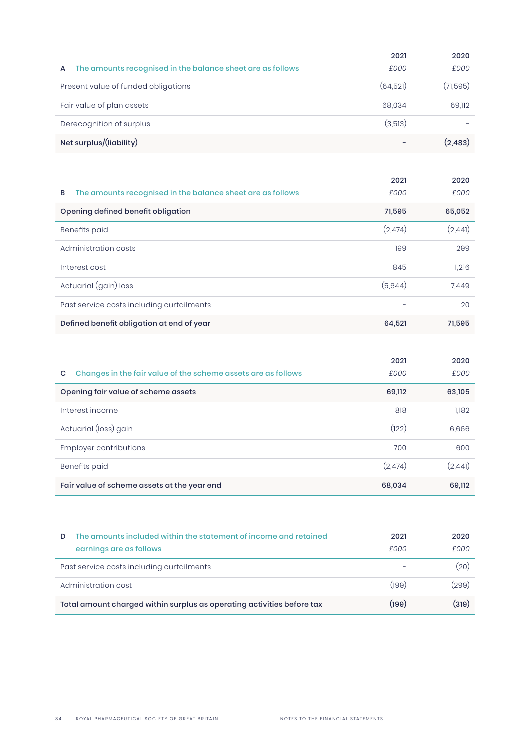| A The amounts recognised in the balance sheet are as follows | 2021 £000 | 2020 £000 |
|---|---|---|
| Present value of funded obligations | (64,521) | (71,595) |
| Fair value of plan assets | 68,034 | 69,112 |
| Derecognition of surplus | (3,513) | - |
| **Net surplus/(liability)** | **-** | **(2,483)** |

| B The amounts recognised in the balance sheet are as follows | 2021 £000 | 2020 £000 |
|---|---|---|
| **Opening defined benefit obligation** | **71,595** | **65,052** |
| Benefits paid | (2,474) | (2,441) |
| Administration costs | 199 | 299 |
| Interest cost | 845 | 1,216 |
| Actuarial (gain) loss | (5,644) | 7,449 |
| Past service costs including curtailments | - | 20 |
| **Defined benefit obligation at end of year** | **64,521** | **71,595** |

| C Changes in the fair value of the scheme assets are as follows | 2021 £000 | 2020 £000 |
|---|---|---|
| **Opening fair value of scheme assets** | **69,112** | **63,105** |
| Interest income | 818 | 1,182 |
| Actuarial (loss) gain | (122) | 6,666 |
| Employer contributions | 700 | 600 |
| Benefits paid | (2,474) | (2,441) |
| **Fair value of scheme assets at the year end** | **68,034** | **69,112** |

| D The amounts included within the statement of income and retained earnings are as follows | 2021 £000 | 2020 £000 |
|---|---|---|
| Past service costs including curtailments | - | (20) |
| Administration cost | (199) | (299) |
| **Total amount charged within surplus as operating activities before tax** | **(199)** | **(319)** |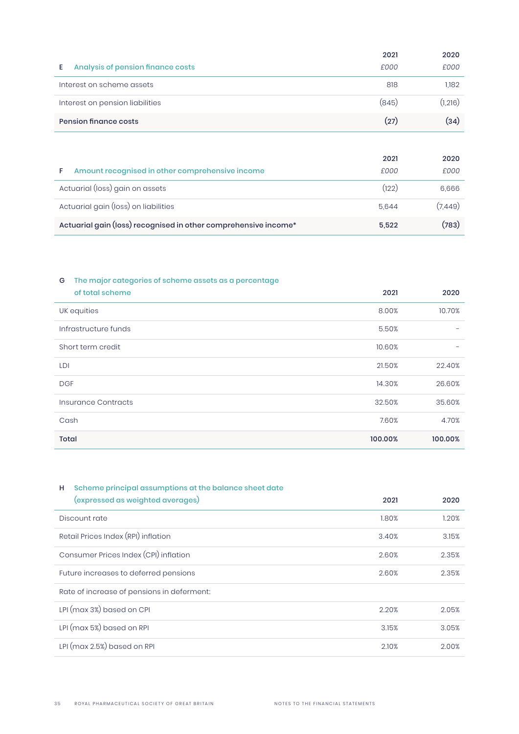| E Analysis of pension finance costs | 2021 £000 | 2020 £000 |
|---|---|---|
| Interest on scheme assets | 818 | 1,182 |
| Interest on pension liabilities | (845) | (1,216) |
| **Pension finance costs** | **(27)** | **(34)** |

| F Amount recognised in other comprehensive income | 2021 £000 | 2020 £000 |
|---|---|---|
| Actuarial (loss) gain on assets | (122) | 6,666 |
| Actuarial gain (loss) on liabilities | 5,644 | (7,449) |
| **Actuarial gain (loss) recognised in other comprehensive income*** | **5,522** | **(783)** |

| G The major categories of scheme assets as a percentage of total scheme | 2021 | 2020 |
|---|---|---|
| UK equities | 8.00% | 10.70% |
| Infrastructure funds | 5.50% | - |
| Short term credit | 10.60% | - |
| LDI | 21.50% | 22.40% |
| DGF | 14.30% | 26.60% |
| Insurance Contracts | 32.50% | 35.60% |
| Cash | 7.60% | 4.70% |
| **Total** | **100.00%** | **100.00%** |

| H Scheme principal assumptions at the balance sheet date (expressed as weighted averages) | 2021 | 2020 |
|---|---|---|
| Discount rate | 1.80% | 1.20% |
| Retail Prices Index (RPI) inflation | 3.40% | 3.15% |
| Consumer Prices Index (CPI) inflation | 2.60% | 2.35% |
| Future increases to deferred pensions | 2.60% | 2.35% |
| Rate of increase of pensions in deferment: | | |
| LPI (max 3%) based on CPI | 2.20% | 2.05% |
| LPI (max 5%) based on RPI | 3.15% | 3.05% |
| LPI (max 2.5%) based on RPI | 2.10% | 2.00% |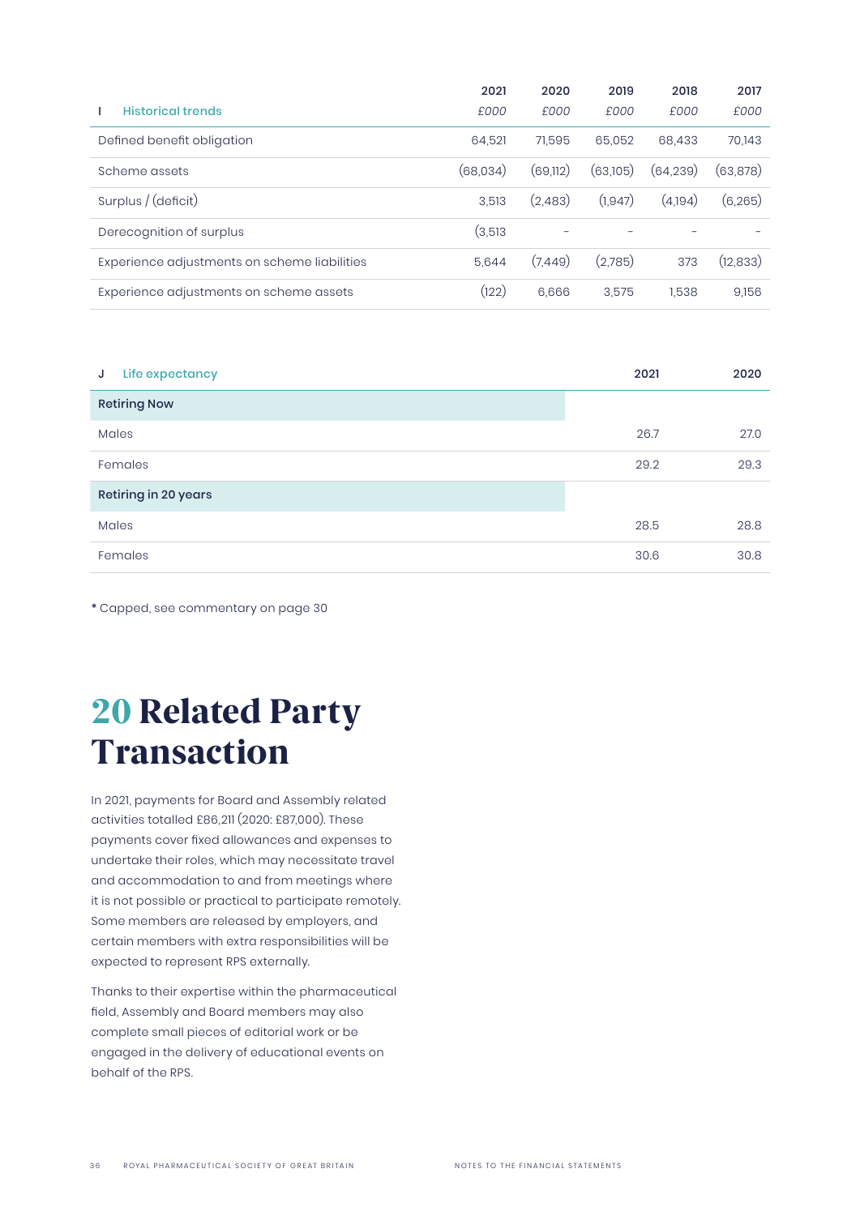| I Historical trends | 2021<br>*£000* | 2020<br>*£000* | 2019<br>*£000* | 2018<br>*£000* | 2017<br>*£000* |
|---|---|---|---|---|---|
| Defined benefit obligation | 64,521 | 71,595 | 65,052 | 68,433 | 70,143 |
| Scheme assets | (68,034) | (69,112) | (63,105) | (64,239) | (63,878) |
| Surplus / (deficit) | 3,513 | (2,483) | (1,947) | (4,194) | (6,265) |
| Derecognition of surplus | (3,513 | – | – | – | – |
| Experience adjustments on scheme liabilities | 5,644 | (7,449) | (2,785) | 373 | (12,833) |
| Experience adjustments on scheme assets | (122) | 6,666 | 3,575 | 1,538 | 9,156 |

| J Life expectancy | 2021 | 2020 |
|---|---|---|
| **Retiring Now** | | |
| Males | 26.7 | 27.0 |
| Females | 29.2 | 29.3 |
| **Retiring in 20 years** | | |
| Males | 28.5 | 28.8 |
| Females | 30.6 | 30.8 |

**\*** Capped, see commentary on page 30

# 20 Related Party Transaction

In 2021, payments for Board and Assembly related activities totalled £86,211 (2020: £87,000). These payments cover fixed allowances and expenses to undertake their roles, which may necessitate travel and accommodation to and from meetings where it is not possible or practical to participate remotely. Some members are released by employers, and certain members with extra responsibilities will be expected to represent RPS externally.

Thanks to their expertise within the pharmaceutical field, Assembly and Board members may also complete small pieces of editorial work or be engaged in the delivery of educational events on behalf of the RPS.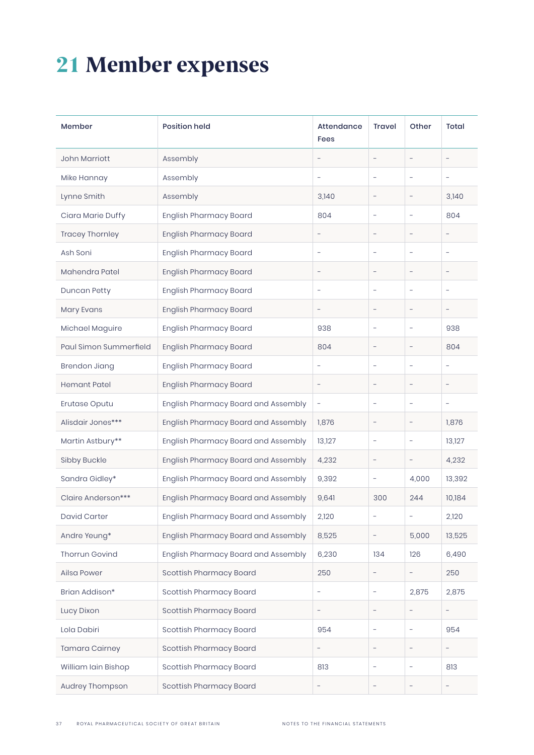# 21 Member expenses

| Member | Position held | Attendance Fees | Travel | Other | Total |
|---|---|---|---|---|---|
| John Marriott | Assembly | – | – | – | – |
| Mike Hannay | Assembly | – | – | – | – |
| Lynne Smith | Assembly | 3,140 | – | – | 3,140 |
| Ciara Marie Duffy | English Pharmacy Board | 804 | – | – | 804 |
| Tracey Thornley | English Pharmacy Board | – | – | – | – |
| Ash Soni | English Pharmacy Board | – | – | – | – |
| Mahendra Patel | English Pharmacy Board | – | – | – | – |
| Duncan Petty | English Pharmacy Board | – | – | – | – |
| Mary Evans | English Pharmacy Board | – | – | – | – |
| Michael Maguire | English Pharmacy Board | 938 | – | – | 938 |
| Paul Simon Summerfield | English Pharmacy Board | 804 | – | – | 804 |
| Brendon Jiang | English Pharmacy Board | – | – | – | – |
| Hemant Patel | English Pharmacy Board | – | – | – | – |
| Erutase Oputu | English Pharmacy Board and Assembly | – | – | – | – |
| Alisdair Jones*** | English Pharmacy Board and Assembly | 1,876 | – | – | 1,876 |
| Martin Astbury** | English Pharmacy Board and Assembly | 13,127 | – | – | 13,127 |
| Sibby Buckle | English Pharmacy Board and Assembly | 4,232 | – | – | 4,232 |
| Sandra Gidley* | English Pharmacy Board and Assembly | 9,392 | – | 4,000 | 13,392 |
| Claire Anderson*** | English Pharmacy Board and Assembly | 9,641 | 300 | 244 | 10,184 |
| David Carter | English Pharmacy Board and Assembly | 2,120 | – | – | 2,120 |
| Andre Yeung* | English Pharmacy Board and Assembly | 8,525 | – | 5,000 | 13,525 |
| Thorrun Govind | English Pharmacy Board and Assembly | 6,230 | 134 | 126 | 6,490 |
| Ailsa Power | Scottish Pharmacy Board | 250 | – | – | 250 |
| Brian Addison* | Scottish Pharmacy Board | – | – | 2,875 | 2,875 |
| Lucy Dixon | Scottish Pharmacy Board | – | – | – | – |
| Lola Dabiri | Scottish Pharmacy Board | 954 | – | – | 954 |
| Tamara Cairney | Scottish Pharmacy Board | – | – | – | – |
| William Iain Bishop | Scottish Pharmacy Board | 813 | – | – | 813 |
| Audrey Thompson | Scottish Pharmacy Board | – | – | – | – |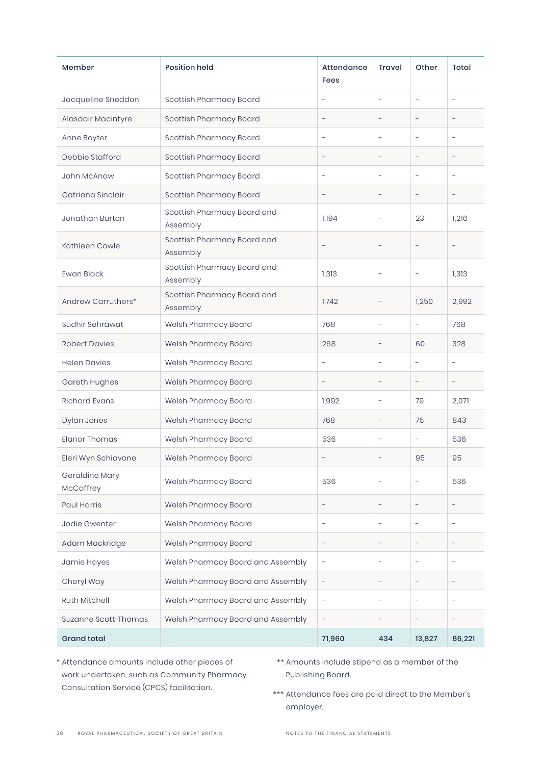| Member | Position held | Attendance Fees | Travel | Other | Total |
|---|---|---|---|---|---|
| Jacqueline Sneddon | Scottish Pharmacy Board | – | – | – | – |
| Alasdair Macintyre | Scottish Pharmacy Board | – | – | – | – |
| Anne Boyter | Scottish Pharmacy Board | – | – | – | – |
| Debbie Stafford | Scottish Pharmacy Board | – | – | – | – |
| John McAnaw | Scottish Pharmacy Board | – | – | – | – |
| Catriona Sinclair | Scottish Pharmacy Board | – | – | – | – |
| Jonathan Burton | Scottish Pharmacy Board and Assembly | 1,194 | – | 23 | 1,216 |
| Kathleen Cowle | Scottish Pharmacy Board and Assembly | – | – | – | – |
| Ewan Black | Scottish Pharmacy Board and Assembly | 1,313 | – | – | 1,313 |
| Andrew Carruthers* | Scottish Pharmacy Board and Assembly | 1,742 | – | 1,250 | 2,992 |
| Sudhir Sehrawat | Welsh Pharmacy Board | 768 | – | – | 768 |
| Robert Davies | Welsh Pharmacy Board | 268 | – | 60 | 328 |
| Helen Davies | Welsh Pharmacy Board | – | – | – | – |
| Gareth Hughes | Welsh Pharmacy Board | – | – | – | – |
| Richard Evans | Welsh Pharmacy Board | 1,992 | – | 79 | 2,071 |
| Dylan Jones | Welsh Pharmacy Board | 768 | – | 75 | 843 |
| Elanor Thomas | Welsh Pharmacy Board | 536 | – | – | 536 |
| Eleri Wyn Schiavone | Welsh Pharmacy Board | – | – | 95 | 95 |
| Geraldine Mary McCaffrey | Welsh Pharmacy Board | 536 | – | – | 536 |
| Paul Harris | Welsh Pharmacy Board | – | – | – | – |
| Jodie Gwenter | Welsh Pharmacy Board | – | – | – | – |
| Adam Mackridge | Welsh Pharmacy Board | – | – | – | – |
| Jamie Hayes | Welsh Pharmacy Board and Assembly | – | – | – | – |
| Cheryl Way | Welsh Pharmacy Board and Assembly | – | – | – | – |
| Ruth Mitchell | Welsh Pharmacy Board and Assembly | – | – | – | – |
| Suzanne Scott-Thomas | Welsh Pharmacy Board and Assembly | – | – | – | – |
| **Grand total** | | **71,960** | **434** | **13,827** | **86,221** |

\* Attendance amounts include other pieces of work undertaken, such as Community Pharmacy Consultation Service (CPCS) facilitation.

\*\* Amounts include stipend as a member of the Publishing Board.

\*\*\* Attendance fees are paid direct to the Member's employer.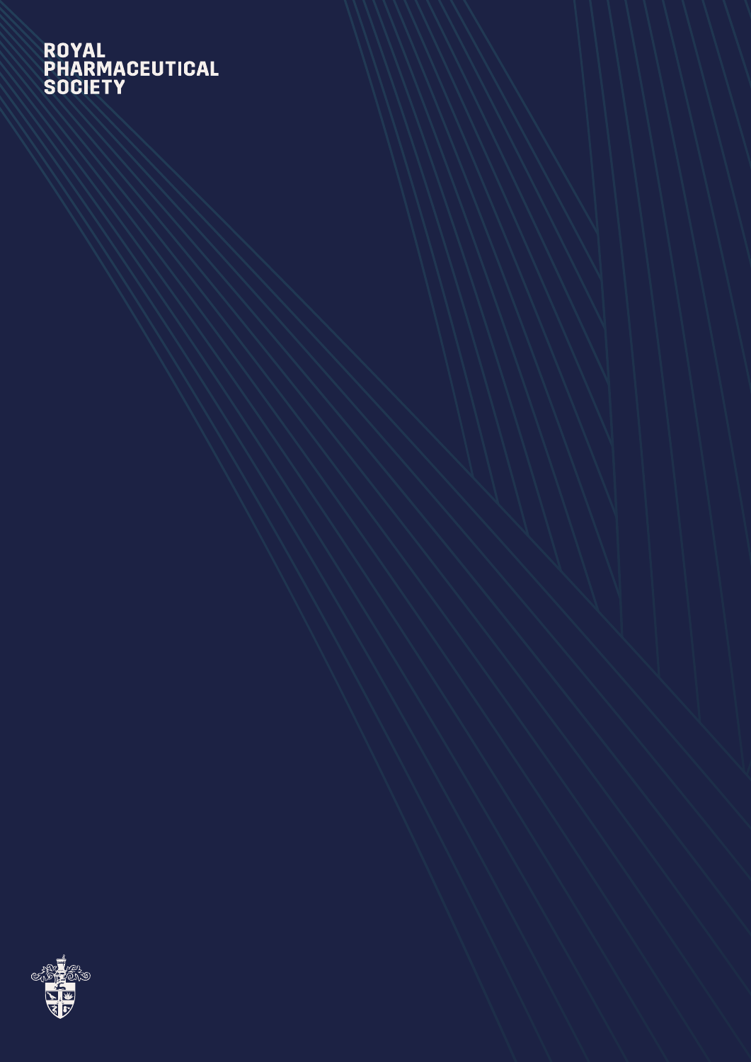ROYAL
PHARMACEUTICAL
SOCIETY